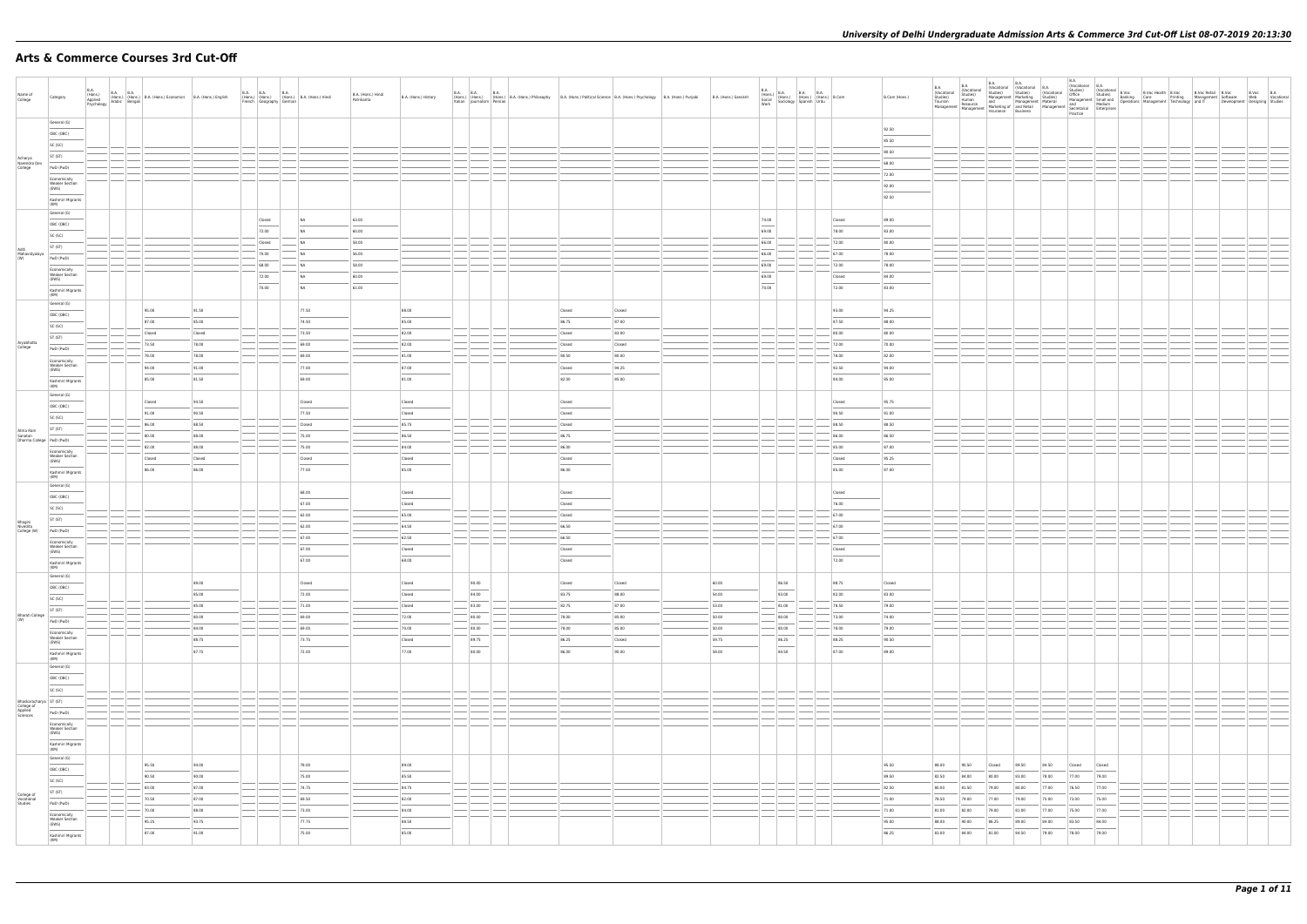# Arts & Commerce Courses 3rd Cut-Off

| Name of College | Category | B.A. (Hons.) Applied Psychology | B.A. (Hons.) Arabic | B.A. (Hons.) Bengali | B.A. (Hons.) Economics | B.A. (Hons.) English | B.A. (Hons.) French | B.A. (Hons.) Geography | B.A. (Hons.) German | B.A. (Hons.) Hindi | B.A. (Hons.) Hindi Patrikarita | B.A. (Hons.) History | B.A. (Hons.) Italian | B.A. (Hons.) Journalism | B.A. (Hons.) Persian | B.A. (Hons.) Philosophy | B.A. (Hons.) Political Science | B.A. (Hons.) Psychology | B.A. (Hons.) Punjabi | B.A. (Hons.) Sanskrit | B.A. (Hons.) Social Work | B.A. (Hons.) Sociology | B.A. (Hons.) Spanish | B.A. (Hons.) Urdu | B.Com | B.Com (Hons.) | B.A. (Vocational Studies) Tourism Management | B.A. (Vocational Studies) Human Resource Management | B.A. (Vocational Studies) Management and Marketing of Insurance | B.A. (Vocational Studies) Marketing Management and Retail Business | B.A. (Vocational Studies) Material Management | B.A. (Vocational Studies) Office Management and Secretarial Practice | B.A. (Vocational Studies) Small and Medium Enterprises | B.Voc Banking Operations | B.Voc Health Care Management | B.Voc Printing Technology | B.Voc Retail Management and IT | B.Voc Software Development | B.Voc Web Designing | B.A Vocational Studies |
|---|---|---|---|---|---|---|---|---|---|---|---|---|---|---|---|---|---|---|---|---|---|---|---|---|---|---|---|---|---|---|---|---|---|---|---|---|---|---|---|---|
| Acharya Narendra Dev College | General (G) | | | | | | | | | | | | | | | | | | | | | | | | | 92.50 | | | | | | | | | | | | | | |
| | OBC (OBC) | | | | | | | | | | | | | | | | | | | | | | | | | 85.50 | | | | | | | | | | | | | | |
| | SC (SC) | | | | | | | | | | | | | | | | | | | | | | | | | 80.50 | | | | | | | | | | | | | | |
| | ST (ST) | | | | | | | | | | | | | | | | | | | | | | | | | 68.00 | | | | | | | | | | | | | | |
| | PwD (PwD) | | | | | | | | | | | | | | | | | | | | | | | | | 72.00 | | | | | | | | | | | | | | |
| | Economically Weaker Section (EWS) | | | | | | | | | | | | | | | | | | | | | | | | | 92.00 | | | | | | | | | | | | | | |
| | Kashmiri Migrants (KM) | | | | | | | | | | | | | | | | | | | | | | | | | 82.50 | | | | | | | | | | | | | | |
| Aditi Mahavidyalaya (W) | General (G) | | | | | | | Closed | | NA | 63.00 | | | | | | | | | | 74.00 | | | | Closed | 89.00 | | | | | | | | | | | | | | |
| | OBC (OBC) | | | | | | | 72.00 | | NA | 60.00 | | | | | | | | | | 69.00 | | | | 78.00 | 83.00 | | | | | | | | | | | | | | |
| | SC (SC) | | | | | | | Closed | | NA | 58.00 | | | | | | | | | | 66.00 | | | | 72.00 | 80.00 | | | | | | | | | | | | | | |
| | ST (ST) | | | | | | | 70.00 | | NA | 56.00 | | | | | | | | | | 66.00 | | | | 67.00 | 78.00 | | | | | | | | | | | | | | |
| | PwD (PwD) | | | | | | | 68.00 | | NA | 58.00 | | | | | | | | | | 69.00 | | | | 72.00 | 78.00 | | | | | | | | | | | | | | |
| | Economically Weaker Section (EWS) | | | | | | | 72.00 | | NA | 60.00 | | | | | | | | | | 69.00 | | | | Closed | 84.00 | | | | | | | | | | | | | | |
| | Kashmiri Migrants (KM) | | | | | | | 70.00 | | NA | 61.00 | | | | | | | | | | 70.00 | | | | 72.00 | 83.00 | | | | | | | | | | | | | | |
| Aryabhatta College | General (G) | | | | 95.00 | 91.50 | | | | 77.50 | | 88.00 | | | | | Closed | Closed | | | | | | | 93.00 | 94.25 | | | | | | | | | | | | | | |
| | OBC (OBC) | | | | 87.00 | 85.00 | | | | 74.50 | | 85.00 | | | | | 86.75 | 87.00 | | | | | | | 87.50 | 88.00 | | | | | | | | | | | | | | |
| | SC (SC) | | | | Closed | Closed | | | | 73.50 | | 82.00 | | | | | Closed | 93.00 | | | | | | | 80.00 | 80.00 | | | | | | | | | | | | | | |
| | ST (ST) | | | | 73.50 | 78.00 | | | | 69.00 | | 82.00 | | | | | Closed | Closed | | | | | | | 72.00 | 70.00 | | | | | | | | | | | | | | |
| | PwD (PwD) | | | | 78.00 | 78.00 | | | | 69.00 | | 81.00 | | | | | 80.50 | 88.00 | | | | | | | 78.00 | 82.00 | | | | | | | | | | | | | | |
| | Economically Weaker Section (EWS) | | | | 94.00 | 91.00 | | | | 77.00 | | 87.00 | | | | | Closed | 94.25 | | | | | | | 92.50 | 94.00 | | | | | | | | | | | | | | |
| | Kashmiri Migrants (KM) | | | | 85.00 | 81.50 | | | | 69.00 | | 81.00 | | | | | 82.00 | 85.00 | | | | | | | 84.00 | 85.00 | | | | | | | | | | | | | | |
| Atma Ram Sanatan Dharma College | General (G) | | | | Closed | 94.50 | | | | Closed | | Closed | | | | | Closed | | | | | | | | Closed | 95.75 | | | | | | | | | | | | | | |
| | OBC (OBC) | | | | 91.00 | 90.50 | | | | 77.50 | | Closed | | | | | Closed | | | | | | | | 90.50 | 91.00 | | | | | | | | | | | | | | |
| | SC (SC) | | | | 86.00 | 88.50 | | | | Closed | | 85.75 | | | | | Closed | | | | | | | | 88.50 | 88.50 | | | | | | | | | | | | | | |
| | ST (ST) | | | | 80.00 | 88.00 | | | | 75.00 | | 86.50 | | | | | 86.75 | | | | | | | | 86.00 | 86.50 | | | | | | | | | | | | | | |
| | PwD (PwD) | | | | 82.00 | 88.00 | | | | 75.00 | | 84.00 | | | | | 86.00 | | | | | | | | 85.00 | 87.00 | | | | | | | | | | | | | | |
| | Economically Weaker Section (EWS) | | | | Closed | Closed | | | | Closed | | Closed | | | | | Closed | | | | | | | | Closed | 95.25 | | | | | | | | | | | | | | |
| | Kashmiri Migrants (KM) | | | | 86.00 | 86.00 | | | | 77.00 | | 85.00 | | | | | 86.00 | | | | | | | | 85.00 | 87.00 | | | | | | | | | | | | | | |
| Bhagini Nivedita College (W) | General (G) | | | | | | | | | 68.00 | | Closed | | | | | Closed | | | | | | | | Closed | | | | | | | | | | | | | | | |
| | OBC (OBC) | | | | | | | | | 67.00 | | Closed | | | | | Closed | | | | | | | | 76.00 | | | | | | | | | | | | | | | |
| | SC (SC) | | | | | | | | | 62.00 | | 65.00 | | | | | Closed | | | | | | | | 67.00 | | | | | | | | | | | | | | | |
| | ST (ST) | | | | | | | | | 62.00 | | 64.50 | | | | | 66.50 | | | | | | | | 67.00 | | | | | | | | | | | | | | | |
| | PwD (PwD) | | | | | | | | | 67.00 | | 62.50 | | | | | 66.50 | | | | | | | | 67.00 | | | | | | | | | | | | | | | |
| | Economically Weaker Section (EWS) | | | | | | | | | 67.00 | | Closed | | | | | Closed | | | | | | | | Closed | | | | | | | | | | | | | | | |
| | Kashmiri Migrants (KM) | | | | | | | | | 67.00 | | 68.00 | | | | | Closed | | | | | | | | 72.00 | | | | | | | | | | | | | | | |
| Bharati College (W) | General (G) | | | | | 89.00 | | | | Closed | | Closed | | 90.00 | | | Closed | Closed | | 60.00 | | 86.50 | | | 88.75 | Closed | | | | | | | | | | | | | | |
| | OBC (OBC) | | | | | 85.00 | | | | 72.00 | | Closed | | 84.00 | | | 93.75 | 88.00 | | 54.00 | | 83.00 | | | 82.00 | 83.00 | | | | | | | | | | | | | | |
| | SC (SC) | | | | | 85.00 | | | | 71.00 | | Closed | | 83.00 | | | 92.75 | 87.00 | | 53.00 | | 81.00 | | | 78.50 | 79.00 | | | | | | | | | | | | | | |
| | ST (ST) | | | | | 80.00 | | | | 69.00 | | 72.00 | | 80.00 | | | 78.00 | 85.00 | | 50.00 | | 80.00 | | | 73.00 | 74.00 | | | | | | | | | | | | | | |
| | PwD (PwD) | | | | | 84.00 | | | | 69.00 | | 70.00 | | 80.00 | | | 78.00 | 85.00 | | 50.00 | | 80.00 | | | 78.00 | 79.00 | | | | | | | | | | | | | | |
| | Economically Weaker Section (EWS) | | | | | 88.75 | | | | 73.75 | | Closed | | 89.75 | | | 86.25 | Closed | | 59.75 | | 86.25 | | | 88.25 | 90.50 | | | | | | | | | | | | | | |
| | Kashmiri Migrants (KM) | | | | | 87.75 | | | | 72.00 | | 77.00 | | 80.00 | | | 86.00 | 90.00 | | 58.00 | | 84.50 | | | 87.00 | 89.00 | | | | | | | | | | | | | | |
| Bhaskaracharya College of Applied Sciences | General (G) | | | | | | | | | | | | | | | | | | | | | | | | | | | | | | | | | | | | | | | |
| | OBC (OBC) | | | | | | | | | | | | | | | | | | | | | | | | | | | | | | | | | | | | | | | |
| | SC (SC) | | | | | | | | | | | | | | | | | | | | | | | | | | | | | | | | | | | | | | | |
| | ST (ST) | | | | | | | | | | | | | | | | | | | | | | | | | | | | | | | | | | | | | | | |
| | PwD (PwD) | | | | | | | | | | | | | | | | | | | | | | | | | | | | | | | | | | | | | | | |
| | Economically Weaker Section (EWS) | | | | | | | | | | | | | | | | | | | | | | | | | | | | | | | | | | | | | | | |
| | Kashmiri Migrants (KM) | | | | | | | | | | | | | | | | | | | | | | | | | | | | | | | | | | | | | | | |
| College of Vocational Studies | General (G) | | | | 95.50 | 94.00 | | | | 78.00 | | 89.00 | | | | | | | | | | | | | | 95.50 | 88.00 | 90.50 | Closed | 89.50 | 88.50 | Closed | Closed | | | | | | | |
| | OBC (OBC) | | | | 90.50 | 90.00 | | | | 75.00 | | 85.50 | | | | | | | | | | | | | | 89.50 | 82.50 | 84.00 | 80.00 | 83.00 | 78.00 | 77.00 | 79.00 | | | | | | | |
| | SC (SC) | | | | 83.00 | 87.00 | | | | 74.75 | | 84.75 | | | | | | | | | | | | | | 82.50 | 80.00 | 81.50 | 79.00 | 80.00 | 77.00 | 76.50 | 77.00 | | | | | | | |
| | ST (ST) | | | | 70.50 | 87.00 | | | | 69.50 | | 82.00 | | | | | | | | | | | | | | 71.00 | 78.50 | 79.00 | 77.00 | 79.00 | 75.00 | 73.00 | 75.00 | | | | | | | |
| | PwD (PwD) | | | | 70.00 | 88.00 | | | | 73.00 | | 84.00 | | | | | | | | | | | | | | 71.00 | 81.00 | 82.00 | 79.00 | 81.00 | 77.00 | 75.00 | 77.00 | | | | | | | |
| | Economically Weaker Section (EWS) | | | | 95.25 | 93.75 | | | | 77.75 | | 88.50 | | | | | | | | | | | | | | 95.00 | 88.00 | 90.00 | 86.25 | 89.00 | 88.00 | 83.50 | 84.00 | | | | | | | |
| | Kashmiri Migrants (KM) | | | | 87.00 | 91.00 | | | | 75.00 | | 85.00 | | | | | | | | | | | | | | 86.25 | 83.00 | 84.00 | 81.00 | 84.50 | 79.00 | 78.00 | 79.00 | | | | | | | |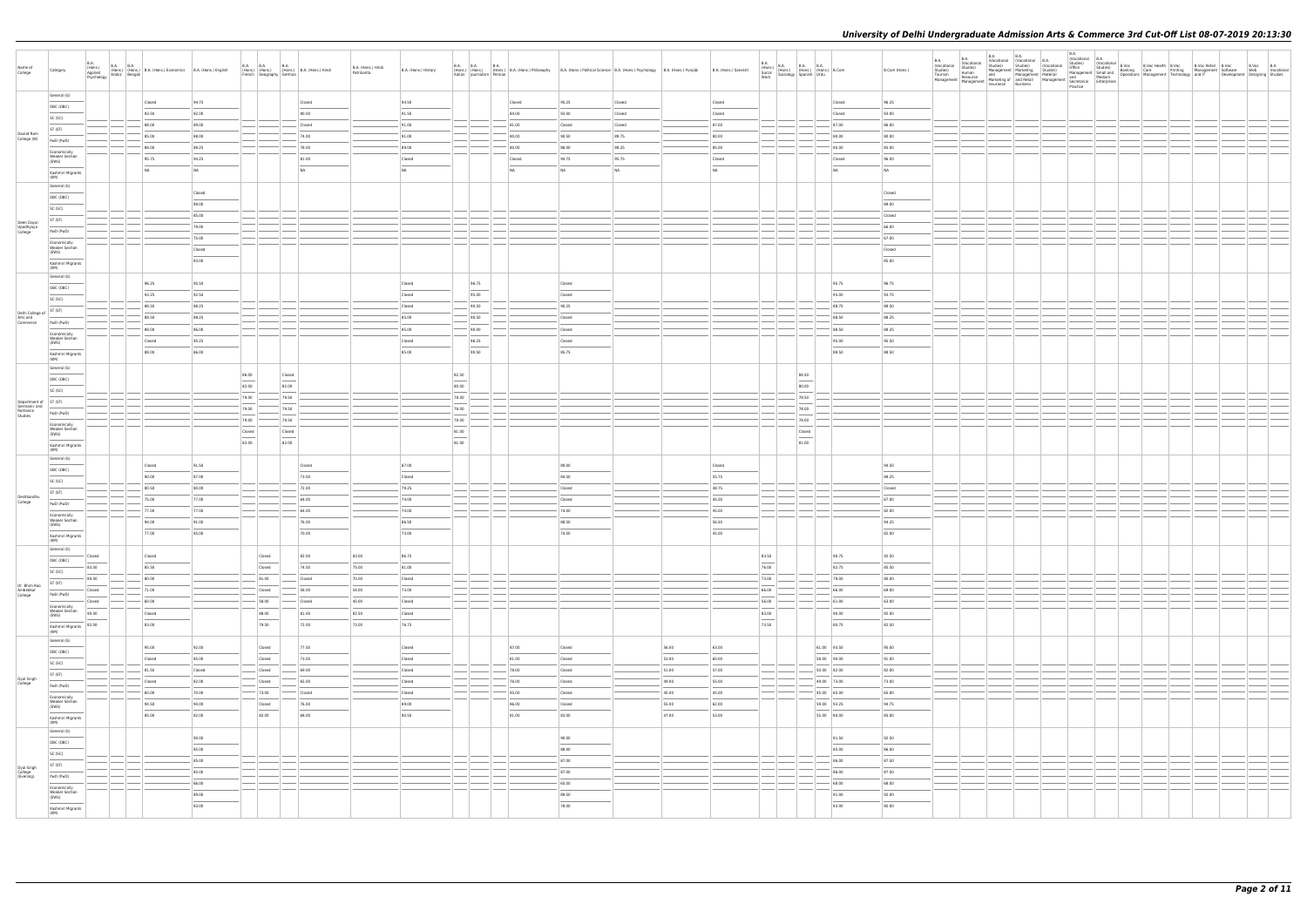| Name of College | Category | B.A. (Hons.) Applied Psychology | B.A. (Hons.) Arabic | B.A. (Hons.) Bengali | B.A. (Hons.) Economics | B.A. (Hons.) English | B.A. (Hons.) French | B.A. (Hons.) Geography | B.A. (Hons.) German | B.A. (Hons.) Hindi | B.A. (Hons.) Hindi Patrikarita | B.A. (Hons.) History | B.A. (Hons.) Italian | B.A. (Hons.) Journalism | B.A. (Hons.) Persian | B.A. (Hons.) Philosophy | B.A. (Hons.) Political Science | B.A. (Hons.) Psychology | B.A. (Hons.) Punjabi | B.A. (Hons.) Sanskrit | B.A. (Hons.) Social Work | B.A. (Hons.) Sociology | B.A. (Hons.) Spanish | B.A. (Hons.) Urdu | B.Com | B.Com (Hons.) | B.A. (Vocational Studies) Tourism Management | B.A. (Vocational Studies) Human Resource Management | B.A. (Vocational Studies) Management and Marketing of Insurance | B.A. (Vocational Studies) Marketing Management and Retail Business | B.A. (Vocational Studies) Material Management | B.A. (Vocational Studies) Office Management and Secretarial Practice | B.A. (Vocational Studies) Small and Medium Enterprises | B.Voc Banking Operations | B.Voc Health Care Management | B.Voc Printing Technology | B.Voc Retail Management and IT | B.Voc Software Development | B.Voc Web Designing | B.A. Vocational Studies |
|---|---|---|---|---|---|---|---|---|---|---|---|---|---|---|---|---|---|---|---|---|---|---|---|---|---|---|---|---|---|---|---|---|---|---|---|---|---|---|---|---|
| Daulat Ram College (W) | General (G) | | | | Closed | 94.75 | | | | Closed | | 94.50 | | | | Closed | 95.25 | Closed | | Closed | | | | | Closed | 96.25 | | | | | | | | | | | | | | |
| | OBC (OBC) | | | | 93.50 | 92.00 | | | | 80.00 | | 91.50 | | | | 89.00 | 93.00 | Closed | | Closed | | | | | Closed | 93.00 | | | | | | | | | | | | | | |
| | SC (SC) | | | | 84.00 | 89.00 | | | | Closed | | 91.00 | | | | 81.00 | Closed | Closed | | 87.00 | | | | | 87.00 | 86.00 | | | | | | | | | | | | | | |
| | ST (ST) | | | | 85.00 | 88.00 | | | | 74.00 | | 91.00 | | | | 80.00 | 90.50 | 89.75 | | 80.00 | | | | | 80.00 | 80.00 | | | | | | | | | | | | | | |
| | PwD (PwD) | | | | 80.00 | 88.25 | | | | 76.00 | | 89.00 | | | | 80.00 | 88.00 | 88.25 | | 85.00 | | | | | 85.00 | 85.00 | | | | | | | | | | | | | | |
| | Economically Weaker Section (EWS) | | | | 95.75 | 94.25 | | | | 81.00 | | Closed | | | | Closed | 94.75 | 95.75 | | Closed | | | | | Closed | 96.00 | | | | | | | | | | | | | | |
| | Kashmiri Migrants (KM) | | | | NA | NA | | | | NA | | NA | | | | NA | NA | NA | | NA | | | | | NA | NA | | | | | | | | | | | | | | |
| Deen Dayal Upadhyaya College | General (G) | | | | | Closed | | | | | | | | | | | | | | | | | | | | Closed | | | | | | | | | | | | | | |
| | OBC (OBC) | | | | | 89.00 | | | | | | | | | | | | | | | | | | | | 89.00 | | | | | | | | | | | | | | |
| | SC (SC) | | | | | 85.00 | | | | | | | | | | | | | | | | | | | | Closed | | | | | | | | | | | | | | |
| | ST (ST) | | | | | 79.00 | | | | | | | | | | | | | | | | | | | | 68.00 | | | | | | | | | | | | | | |
| | PwD (PwD) | | | | | 75.00 | | | | | | | | | | | | | | | | | | | | 67.00 | | | | | | | | | | | | | | |
| | Economically Weaker Section (EWS) | | | | | Closed | | | | | | | | | | | | | | | | | | | | Closed | | | | | | | | | | | | | | |
| | Kashmiri Migrants (KM) | | | | | 83.00 | | | | | | | | | | | | | | | | | | | | 85.00 | | | | | | | | | | | | | | |
| Delhi College of Arts and Commerce | General (G) | | | | 96.25 | 95.50 | | | | | | Closed | | 96.75 | | | Closed | | | | | | | | 95.75 | 96.75 | | | | | | | | | | | | | | |
| | OBC (OBC) | | | | 93.25 | 92.50 | | | | | | Closed | | 95.00 | | | Closed | | | | | | | | 93.00 | 93.75 | | | | | | | | | | | | | | |
| | SC (SC) | | | | 89.50 | 88.25 | | | | | | Closed | | 90.50 | | | 90.25 | | | | | | | | 88.75 | 88.50 | | | | | | | | | | | | | | |
| | ST (ST) | | | | 89.50 | 88.25 | | | | | | 85.00 | | 90.50 | | | Closed | | | | | | | | 88.50 | 88.25 | | | | | | | | | | | | | | |
| | PwD (PwD) | | | | 89.00 | 86.00 | | | | | | 85.00 | | 90.00 | | | Closed | | | | | | | | 88.50 | 88.25 | | | | | | | | | | | | | | |
| | Economically Weaker Section (EWS) | | | | Closed | 95.25 | | | | | | Closed | | 96.25 | | | Closed | | | | | | | | 95.00 | 95.50 | | | | | | | | | | | | | | |
| | Kashmiri Migrants (KM) | | | | 89.00 | 86.00 | | | | | | 85.00 | | 90.50 | | | 95.75 | | | | | | | | 88.50 | 88.50 | | | | | | | | | | | | | | |
| Department of Germanic and Romance Studies | General (G) | | | | | | 86.00 | | Closed | | | | 82.50 | | | | | | | | | | 80.50 | | | | | | | | | | | | | | | | | |
| | OBC (OBC) | | | | | | 82.00 | | 82.00 | | | | 80.00 | | | | | | | | | | 80.00 | | | | | | | | | | | | | | | | | |
| | SC (SC) | | | | | | 79.00 | | 79.50 | | | | 78.00 | | | | | | | | | | 78.50 | | | | | | | | | | | | | | | | | |
| | ST (ST) | | | | | | 79.00 | | 79.50 | | | | 78.00 | | | | | | | | | | 78.00 | | | | | | | | | | | | | | | | | |
| | PwD (PwD) | | | | | | 79.00 | | 79.50 | | | | 78.00 | | | | | | | | | | 78.00 | | | | | | | | | | | | | | | | | |
| | Economically Weaker Section (EWS) | | | | | | Closed | | Closed | | | | 81.00 | | | | | | | | | | Closed | | | | | | | | | | | | | | | | | |
| | Kashmiri Migrants (KM) | | | | | | 82.00 | | 82.00 | | | | 81.00 | | | | | | | | | | 81.00 | | | | | | | | | | | | | | | | | |
| Deshbandhu College | General (G) | | | | Closed | 91.50 | | | | Closed | | 87.00 | | | | | 89.00 | | | Closed | | | | | | 94.50 | | | | | | | | | | | | | | |
| | OBC (OBC) | | | | 90.00 | 87.00 | | | | 73.00 | | Closed | | | | | 86.50 | | | 55.75 | | | | | | 88.25 | | | | | | | | | | | | | | |
| | SC (SC) | | | | 80.50 | 80.00 | | | | 72.00 | | 79.25 | | | | | Closed | | | 49.75 | | | | | | Closed | | | | | | | | | | | | | | |
| | ST (ST) | | | | 75.00 | 77.00 | | | | 64.00 | | 74.00 | | | | | Closed | | | 45.00 | | | | | | 67.00 | | | | | | | | | | | | | | |
| | PwD (PwD) | | | | 77.00 | 77.00 | | | | 64.00 | | 74.00 | | | | | 74.00 | | | 45.00 | | | | | | 82.00 | | | | | | | | | | | | | | |
| | Economically Weaker Section (EWS) | | | | 94.00 | 91.00 | | | | 76.00 | | 86.50 | | | | | 88.50 | | | 56.50 | | | | | | 94.25 | | | | | | | | | | | | | | |
| | Kashmiri Migrants (KM) | | | | 77.00 | 85.00 | | | | 70.00 | | 73.00 | | | | | 74.00 | | | 45.00 | | | | | | 82.00 | | | | | | | | | | | | | | |
| Dr. Bhim Rao Ambedkar College | General (G) | Closed | | | Closed | | | Closed | | 82.00 | 83.50 | 86.75 | | | | | | | | | 83.50 | | | | 94.75 | 92.50 | | | | | | | | | | | | | | |
| | OBC (OBC) | 83.50 | | | 85.50 | | | Closed | | 74.50 | 75.00 | 81.00 | | | | | | | | | 76.00 | | | | 92.75 | 85.50 | | | | | | | | | | | | | | |
| | SC (SC) | 80.00 | | | 80.00 | | | 81.00 | | Closed | 70.00 | Closed | | | | | | | | | 73.00 | | | | 79.00 | 80.00 | | | | | | | | | | | | | | |
| | ST (ST) | Closed | | | 71.00 | | | Closed | | 58.00 | 54.00 | 73.00 | | | | | | | | | 66.00 | | | | 66.00 | 69.00 | | | | | | | | | | | | | | |
| | PwD (PwD) | Closed | | | 60.00 | | | 58.00 | | Closed | 45.00 | Closed | | | | | | | | | 56.00 | | | | 61.00 | 63.00 | | | | | | | | | | | | | | |
| | Economically Weaker Section (EWS) | 90.00 | | | Closed | | | 86.00 | | 81.00 | 82.50 | Closed | | | | | | | | | 83.00 | | | | 90.00 | 92.00 | | | | | | | | | | | | | | |
| | Kashmiri Migrants (KM) | 82.00 | | | 83.00 | | | 79.50 | | 72.00 | 73.00 | 76.75 | | | | | | | | | 73.50 | | | | 93.75 | 92.50 | | | | | | | | | | | | | | |
| Dyal Singh College | General (G) | | | | 95.00 | 92.00 | | Closed | | 77.50 | | Closed | | | | 87.00 | Closed | | 56.00 | 63.00 | | | | 61.00 | 93.50 | 95.00 | | | | | | | | | | | | | | |
| | OBC (OBC) | | | | Closed | 85.00 | | Closed | | 73.00 | | Closed | | | | 81.00 | Closed | | 53.00 | 60.00 | | | | 58.00 | 90.00 | 91.00 | | | | | | | | | | | | | | |
| | SC (SC) | | | | 91.50 | Closed | | Closed | | 69.00 | | Closed | | | | 79.00 | Closed | | 51.00 | 57.00 | | | | 50.00 | 82.00 | 82.00 | | | | | | | | | | | | | | |
| | ST (ST) | | | | Closed | 82.00 | | Closed | | 65.00 | | Closed | | | | 76.00 | Closed | | 49.00 | 55.00 | | | | 49.00 | 73.00 | 73.00 | | | | | | | | | | | | | | |
| | PwD (PwD) | | | | 60.00 | 70.00 | | 73.00 | | Closed | | Closed | | | | 45.00 | Closed | | 45.00 | 45.00 | | | | 45.00 | 65.00 | 65.00 | | | | | | | | | | | | | | |
| | Economically Weaker Section (EWS) | | | | 94.50 | 90.00 | | Closed | | 76.00 | | 89.00 | | | | 86.00 | Closed | | 55.00 | 62.00 | | | | 59.00 | 93.25 | 94.75 | | | | | | | | | | | | | | |
| | Kashmiri Migrants (KM) | | | | 85.00 | 82.00 | | 82.00 | | 68.00 | | 83.50 | | | | 81.00 | 83.00 | | 47.00 | 53.00 | | | | 55.00 | 84.00 | 85.00 | | | | | | | | | | | | | | |
| Dyal Singh College (Evening) | General (G) | | | | | 90.00 | | | | | | | | | | | 90.00 | | | | | | | | 91.50 | 92.50 | | | | | | | | | | | | | | |
| | OBC (OBC) | | | | | 85.00 | | | | | | | | | | | 88.00 | | | | | | | | 85.00 | 86.00 | | | | | | | | | | | | | | |
| | SC (SC) | | | | | 85.00 | | | | | | | | | | | 87.00 | | | | | | | | 86.00 | 87.50 | | | | | | | | | | | | | | |
| | ST (ST) | | | | | 85.00 | | | | | | | | | | | 87.00 | | | | | | | | 86.00 | 87.50 | | | | | | | | | | | | | | |
| | PwD (PwD) | | | | | 66.00 | | | | | | | | | | | 55.00 | | | | | | | | 68.00 | 68.00 | | | | | | | | | | | | | | |
| | Economically Weaker Section (EWS) | | | | | 89.00 | | | | | | | | | | | 89.50 | | | | | | | | 91.00 | 92.00 | | | | | | | | | | | | | | |
| | Kashmiri Migrants (KM) | | | | | 63.00 | | | | | | | | | | | 78.00 | | | | | | | | 83.00 | 85.00 | | | | | | | | | | | | | | |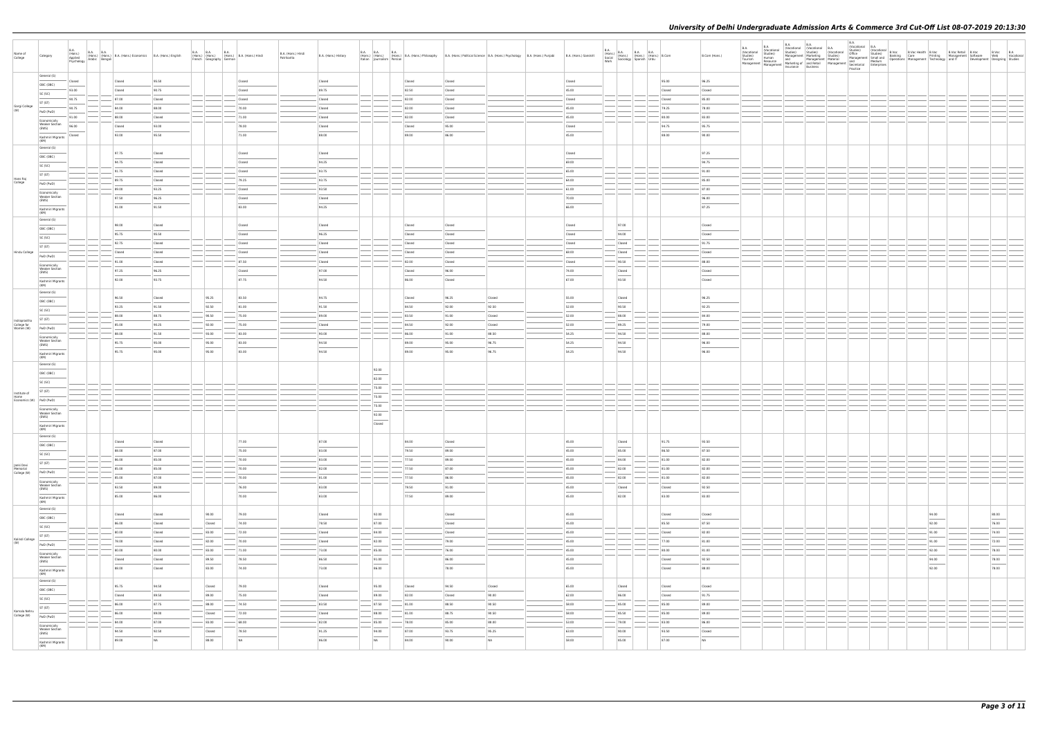# University of Delhi Undergraduate Admission Arts & Commerce 3rd Cut-Off List 08-07-2019 20:13:30

| Name of College | Category | B.A. (Hons.) Applied Psychology | B.A. (Hons.) Arabic | B.A. (Hons.) Bengali | B.A. (Hons.) Economics | B.A. (Hons.) English | B.A. (Hons.) French | B.A. (Hons.) Geography | B.A. (Hons.) German | B.A. (Hons.) Hindi | B.A. (Hons.) Hindi Patrikarita | B.A. (Hons.) History | B.A. (Hons.) Italian | B.A. (Hons.) Journalism | B.A. (Hons.) Persian | B.A. (Hons.) Philosophy | B.A. (Hons.) Political Science | B.A. (Hons.) Psychology | B.A. (Hons.) Punjabi | B.A. (Hons.) Sanskrit | B.A. (Hons.) Social Work | B.A. (Hons.) Sociology | B.A. (Hons.) Spanish | B.A. (Hons.) Urdu | B.Com | B.Com (Hons.) | B.A. (Vocational Studies) Tourism Management | B.A. (Vocational Studies) Human Resource Management | B.A. (Vocational Studies) Management and Marketing of Insurance | B.A. (Vocational Studies) Marketing Management and Retail Business | B.A. (Vocational Studies) Material Management | B.A. (Vocational Studies) Office Management and Secretarial Practice | B.A. (Vocational Studies) Small and Medium Enterprises | B.Voc Banking Operations | B.Voc Health Care Management | B.Voc Printing Technology | B.Voc Retail Management and IT | B.Voc Software Development | B.Voc Web Designing | B.A. Vocational Studies |
|---|---|---|---|---|---|---|---|---|---|---|---|---|---|---|---|---|---|---|---|---|---|---|---|---|---|---|---|---|---|---|---|---|---|---|---|---|---|---|---|---|
| Gargi College (W) | General (G) | Closed | | | Closed | 95.50 | | | | Closed | | Closed | | | | Closed | Closed | | | Closed | | | | | 95.00 | 96.25 | | | | | | | | | | | | | | |
| | OBC (OBC) | 93.00 | | | Closed | 93.75 | | | | Closed | | 89.75 | | | | 82.50 | Closed | | | 45.00 | | | | | Closed | Closed | | | | | | | | | | | | | | |
| | SC (SC) | 90.75 | | | 97.00 | Closed | | | | Closed | | Closed | | | | 82.00 | Closed | | | Closed | | | | | Closed | 85.00 | | | | | | | | | | | | | | |
| | ST (ST) | 90.75 | | | 84.00 | 88.00 | | | | 70.00 | | Closed | | | | 82.00 | Closed | | | 45.00 | | | | | 79.25 | 78.00 | | | | | | | | | | | | | | |
| | PwD (PwD) | 91.00 | | | 80.00 | Closed | | | | 71.00 | | Closed | | | | 82.00 | Closed | | | 45.00 | | | | | 80.00 | 83.00 | | | | | | | | | | | | | | |
| | Economically Weaker Section (EWS) | 96.00 | | | Closed | 93.00 | | | | 78.00 | | Closed | | | | Closed | 95.00 | | | Closed | | | | | 94.75 | 95.75 | | | | | | | | | | | | | | |
| | Kashmiri Migrants (KM) | Closed | | | 93.00 | 95.50 | | | | 73.00 | | 88.00 | | | | 89.00 | 86.00 | | | 45.00 | | | | | 88.00 | 90.00 | | | | | | | | | | | | | | |
| Hans Raj College | General (G) | | | | 97.75 | Closed | | | | Closed | | Closed | | | | | | | | Closed | | | | | | 97.25 | | | | | | | | | | | | | | |
| | OBC (OBC) | | | | 94.75 | Closed | | | | Closed | | 94.25 | | | | | | | | 69.00 | | | | | | 94.75 | | | | | | | | | | | | | | |
| | SC (SC) | | | | 91.75 | Closed | | | | Closed | | 93.75 | | | | | | | | 65.00 | | | | | | 91.00 | | | | | | | | | | | | | | |
| | ST (ST) | | | | 89.75 | Closed | | | | 79.25 | | 93.75 | | | | | | | | 64.00 | | | | | | 85.00 | | | | | | | | | | | | | | |
| | PwD (PwD) | | | | 89.00 | 93.25 | | | | Closed | | 93.50 | | | | | | | | 61.00 | | | | | | 87.00 | | | | | | | | | | | | | | |
| | Economically Weaker Section (EWS) | | | | 97.50 | 96.25 | | | | Closed | | Closed | | | | | | | | 70.00 | | | | | | 96.00 | | | | | | | | | | | | | | |
| | Kashmiri Migrants (KM) | | | | 91.00 | 91.50 | | | | 83.00 | | 94.25 | | | | | | | | 66.00 | | | | | | 97.25 | | | | | | | | | | | | | | |
| Hindu College | General (G) | | | | 98.00 | Closed | | | | Closed | | Closed | | | | Closed | Closed | | | Closed | | 97.00 | | | | Closed | | | | | | | | | | | | | | |
| | OBC (OBC) | | | | 95.75 | 95.50 | | | | Closed | | 96.25 | | | | Closed | Closed | | | Closed | | 94.00 | | | | Closed | | | | | | | | | | | | | | |
| | SC (SC) | | | | 92.75 | Closed | | | | Closed | | Closed | | | | Closed | Closed | | | Closed | | Closed | | | | 91.75 | | | | | | | | | | | | | | |
| | ST (ST) | | | | Closed | Closed | | | | Closed | | Closed | | | | Closed | Closed | | | 60.00 | | Closed | | | | Closed | | | | | | | | | | | | | | |
| | PwD (PwD) | | | | 91.00 | Closed | | | | 87.50 | | Closed | | | | 82.00 | Closed | | | Closed | | 93.50 | | | | 88.00 | | | | | | | | | | | | | | |
| | Economically Weaker Section (EWS) | | | | 97.25 | 96.25 | | | | Closed | | 97.00 | | | | Closed | 96.00 | | | 74.00 | | Closed | | | | Closed | | | | | | | | | | | | | | |
| | Kashmiri Migrants (KM) | | | | 92.00 | 93.75 | | | | 87.75 | | 94.50 | | | | 86.00 | Closed | | | 67.00 | | 93.50 | | | | Closed | | | | | | | | | | | | | | |
| Indraprastha College for Women (W) | General (G) | | | | 96.50 | Closed | | 95.25 | | 83.50 | | 94.75 | | | | Closed | 96.25 | Closed | | 55.00 | | Closed | | | | 96.25 | | | | | | | | | | | | | | |
| | OBC (OBC) | | | | 93.25 | 91.50 | | 92.50 | | 81.00 | | 91.50 | | | | 84.50 | 92.00 | 92.50 | | 52.00 | | 90.50 | | | | 92.25 | | | | | | | | | | | | | | |
| | SC (SC) | | | | 88.00 | 88.75 | | 94.50 | | 75.00 | | 89.00 | | | | 83.50 | 91.00 | Closed | | 52.00 | | 88.00 | | | | 84.00 | | | | | | | | | | | | | | |
| | ST (ST) | | | | 85.00 | 90.25 | | 92.00 | | 75.00 | | Closed | | | | 84.50 | 92.00 | Closed | | 52.00 | | 89.25 | | | | 79.00 | | | | | | | | | | | | | | |
| | PwD (PwD) | | | | 88.00 | 91.50 | | 93.00 | | 83.00 | | 90.00 | | | | 86.00 | 91.00 | 88.50 | | 54.25 | | 84.50 | | | | 88.00 | | | | | | | | | | | | | | |
| | Economically Weaker Section (EWS) | | | | 95.75 | 95.00 | | 95.00 | | 83.00 | | 94.50 | | | | 89.00 | 95.00 | 96.75 | | 54.25 | | 94.50 | | | | 96.00 | | | | | | | | | | | | | | |
| | Kashmiri Migrants (KM) | | | | 95.75 | 95.00 | | 95.00 | | 83.00 | | 94.50 | | | | 89.00 | 95.00 | 96.75 | | 54.25 | | 94.50 | | | | 96.00 | | | | | | | | | | | | | | |
| Institute of Home Economics (W) | General (G) | | | | | | | | | | | | | 92.00 | | | | | | | | | | | | | | | | | | | | | | | | | | |
| | OBC (OBC) | | | | | | | | | | | | | 82.00 | | | | | | | | | | | | | | | | | | | | | | | | | | |
| | SC (SC) | | | | | | | | | | | | | 75.00 | | | | | | | | | | | | | | | | | | | | | | | | | | |
| | ST (ST) | | | | | | | | | | | | | 75.00 | | | | | | | | | | | | | | | | | | | | | | | | | | |
| | PwD (PwD) | | | | | | | | | | | | | 75.00 | | | | | | | | | | | | | | | | | | | | | | | | | | |
| | Economically Weaker Section (EWS) | | | | | | | | | | | | | 92.00 | | | | | | | | | | | | | | | | | | | | | | | | | | |
| | Kashmiri Migrants (KM) | | | | | | | | | | | | | Closed | | | | | | | | | | | | | | | | | | | | | | | | | | |
| Janki Devi Memorial College (W) | General (G) | | | | Closed | Closed | | | | 77.00 | | 87.00 | | | | 84.00 | Closed | | | 45.00 | | Closed | | | 91.75 | 93.50 | | | | | | | | | | | | | | |
| | OBC (OBC) | | | | 89.00 | 87.00 | | | | 75.00 | | 83.00 | | | | 79.50 | 89.00 | | | 45.00 | | 85.00 | | | 86.50 | 87.50 | | | | | | | | | | | | | | |
| | SC (SC) | | | | 86.00 | 85.00 | | | | 70.00 | | 83.00 | | | | 77.50 | 88.00 | | | 45.00 | | 84.00 | | | 81.00 | 82.00 | | | | | | | | | | | | | | |
| | ST (ST) | | | | 85.00 | 85.00 | | | | 70.00 | | 82.00 | | | | 77.50 | 87.00 | | | 45.00 | | 82.00 | | | 81.00 | 82.00 | | | | | | | | | | | | | | |
| | PwD (PwD) | | | | 85.00 | 87.00 | | | | 70.00 | | 81.00 | | | | 77.50 | 86.00 | | | 45.00 | | 82.00 | | | 81.00 | 82.00 | | | | | | | | | | | | | | |
| | Economically Weaker Section (EWS) | | | | 92.50 | 89.00 | | | | 76.00 | | 83.00 | | | | 79.50 | 91.00 | | | 45.00 | | Closed | | | Closed | 92.50 | | | | | | | | | | | | | | |
| | Kashmiri Migrants (KM) | | | | 85.00 | 86.00 | | | | 70.00 | | 83.00 | | | | 77.50 | 88.00 | | | 45.00 | | 82.00 | | | 83.00 | 83.00 | | | | | | | | | | | | | | |
| Kalindi College (W) | General (G) | | | | Closed | Closed | | 90.00 | | 79.00 | | Closed | | 92.00 | | | Closed | | | 45.00 | | | | | Closed | Closed | | | | | | | | | | 94.00 | | | 80.00 | |
| | OBC (OBC) | | | | 86.00 | Closed | | Closed | | 74.00 | | 78.50 | | 87.00 | | | Closed | | | 45.00 | | | | | 85.50 | 87.50 | | | | | | | | | | 92.00 | | | 76.00 | |
| | SC (SC) | | | | 80.00 | Closed | | 83.00 | | 72.00 | | Closed | | 84.00 | | | Closed | | | 45.00 | | | | | Closed | 82.00 | | | | | | | | | | 91.00 | | | 74.00 | |
| | ST (ST) | | | | 74.00 | Closed | | 82.00 | | 70.00 | | Closed | | 82.00 | | | 78.00 | | | 45.00 | | | | | 77.00 | 81.00 | | | | | | | | | | 91.00 | | | 72.00 | |
| | PwD (PwD) | | | | 80.00 | 80.00 | | 83.00 | | 71.00 | | 73.00 | | 85.00 | | | 76.00 | | | 45.00 | | | | | 80.00 | 81.00 | | | | | | | | | | 92.00 | | | 78.00 | |
| | Economically Weaker Section (EWS) | | | | Closed | Closed | | 89.50 | | 78.50 | | 86.50 | | 91.00 | | | 86.00 | | | 45.00 | | | | | Closed | 92.50 | | | | | | | | | | 94.00 | | | 78.00 | |
| | Kashmiri Migrants (KM) | | | | 88.00 | Closed | | 83.00 | | 74.00 | | 73.00 | | 86.00 | | | 78.00 | | | 45.00 | | | | | Closed | 88.00 | | | | | | | | | | 92.00 | | | 78.00 | |
| Kamala Nehru College (W) | General (G) | | | | 95.75 | 94.50 | | Closed | | 79.00 | | Closed | | 95.00 | | Closed | 94.50 | Closed | | 65.00 | | Closed | | | Closed | Closed | | | | | | | | | | | | | | |
| | OBC (OBC) | | | | Closed | 89.50 | | 89.00 | | 75.00 | | Closed | | 89.00 | | 92.00 | Closed | 90.00 | | 62.00 | | 86.00 | | | Closed | 91.75 | | | | | | | | | | | | | | |
| | SC (SC) | | | | 86.00 | 87.75 | | 88.00 | | 74.50 | | 83.50 | | 87.50 | | 81.00 | 88.50 | 90.50 | | 59.00 | | 85.00 | | | 85.00 | 89.00 | | | | | | | | | | | | | | |
| | ST (ST) | | | | 86.00 | 89.00 | | Closed | | 72.00 | | Closed | | 88.00 | | 81.00 | 88.75 | 90.50 | | 59.00 | | 85.50 | | | 85.00 | 89.00 | | | | | | | | | | | | | | |
| | PwD (PwD) | | | | 84.00 | 87.00 | | 83.00 | | 68.00 | | 82.00 | | 85.00 | | 78.00 | 85.00 | 88.00 | | 57.00 | | 79.00 | | | 83.00 | 86.00 | | | | | | | | | | | | | | |
| | Economically Weaker Section (EWS) | | | | 94.50 | 92.50 | | Closed | | 78.50 | | 91.25 | | 94.00 | | 87.00 | 93.75 | 95.25 | | 63.00 | | 90.00 | | | 93.50 | Closed | | | | | | | | | | | | | | |
| | Kashmiri Migrants (KM) | | | | 89.00 | NA | | 88.00 | | NA | | 86.00 | | NA | | 84.00 | 90.00 | NA | | 58.00 | | 85.00 | | | 87.00 | NA | | | | | | | | | | | | | | |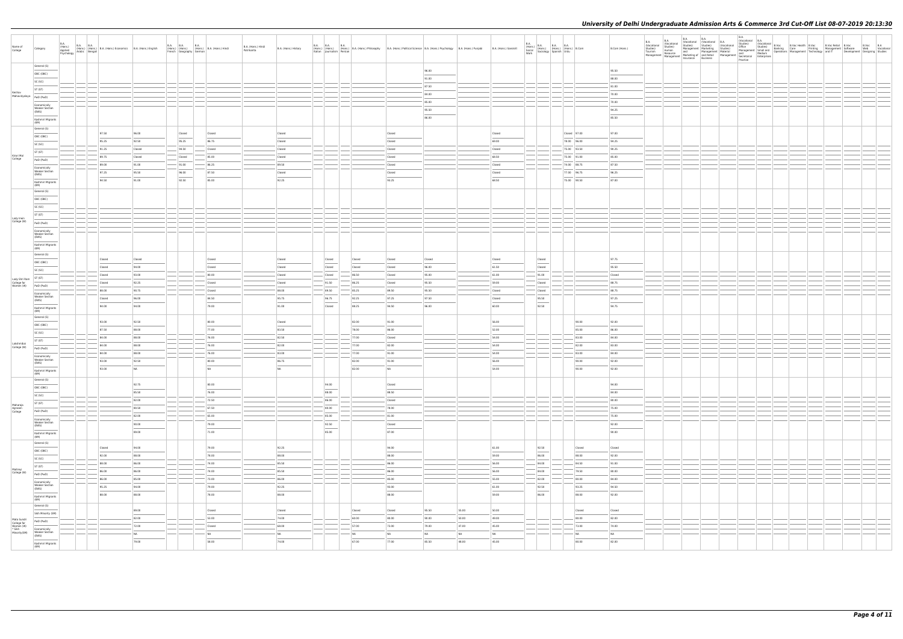# University of Delhi Undergraduate Admission Arts & Commerce 3rd Cut-Off List 08-07-2019 20:13:30

| Name of College | Category | B.A. (Hons.) Applied Psychology | B.A. (Hons.) Arabic | B.A. (Hons.) Bengali | B.A. (Hons.) Economics | B.A. (Hons.) English | B.A. (Hons.) French | B.A. (Hons.) Geography | B.A. (Hons.) German | B.A. (Hons.) Hindi | B.A. (Hons.) Hindi Patrikarita | B.A. (Hons.) History | B.A. (Hons.) Italian | B.A. (Hons.) Journalism | B.A. (Hons.) Persian | B.A. (Hons.) Philosophy | B.A. (Hons.) Political Science | B.A. (Hons.) Psychology | B.A. (Hons.) Punjabi | B.A. (Hons.) Sanskrit | B.A. (Hons.) Social Work | B.A. (Hons.) Sociology | B.A. (Hons.) Spanish | B.A. (Hons.) Urdu | B.Com | B.Com (Hons.) | B.A. (Vocational Studies) Tourism Management | B.A. (Vocational Studies) Human Resource Management | B.A. (Vocational Studies) Management and Marketing of Insurance | B.A. (Vocational Studies) Marketing Management and Retail Business | B.A. (Vocational Studies) Material Management | B.A. (Vocational Studies) Office Management and Secretarial Practice | B.A. (Vocational Studies) Small and Medium Enterprises | B.Voc Banking Operations | B.Voc Health Care Management | B.Voc Printing Technology | B.Voc Retail Management and IT | B.Voc Software Development | B.Voc Web Designing | B.A Vocational Studies |
|---|---|---|---|---|---|---|---|---|---|---|---|---|---|---|---|---|---|---|---|---|---|---|---|---|---|---|---|---|---|---|---|---|---|---|---|---|---|---|---|---|
| Keshav Mahavidyalaya | General (G) | | | | | | | | | | | | | | | | | 96.00 | | | | | | | | 95.50 | | | | | | | | | | | | | | |
| | OBC (OBC) | | | | | | | | | | | | | | | | | 91.00 | | | | | | | | 88.00 | | | | | | | | | | | | | | |
| | SC (SC) | | | | | | | | | | | | | | | | | 87.50 | | | | | | | | 81.00 | | | | | | | | | | | | | | |
| | ST (ST) | | | | | | | | | | | | | | | | | 84.00 | | | | | | | | 70.00 | | | | | | | | | | | | | | |
| | PwD (PwD) | | | | | | | | | | | | | | | | | 85.00 | | | | | | | | 70.00 | | | | | | | | | | | | | | |
| | Economically Weaker Section (EWS) | | | | | | | | | | | | | | | | | 95.50 | | | | | | | | 94.25 | | | | | | | | | | | | | | |
| | Kashmiri Migrants (KM) | | | | | | | | | | | | | | | | | 96.00 | | | | | | | | 95.50 | | | | | | | | | | | | | | |
| Kirori Mal College | General (G) | | | | 97.50 | 96.00 | | Closed | | Closed | | Closed | | | | | Closed | | | Closed | | | | Closed | 97.00 | 97.00 | | | | | | | | | | | | | | |
| | OBC (OBC) | | | | 95.25 | 92.50 | | 95.25 | | 86.75 | | Closed | | | | | Closed | | | 69.00 | | | | 78.00 | 96.00 | 94.25 | | | | | | | | | | | | | | |
| | SC (SC) | | | | 91.25 | Closed | | 94.50 | | Closed | | Closed | | | | | Closed | | | Closed | | | | 75.00 | 93.50 | 90.25 | | | | | | | | | | | | | | |
| | ST (ST) | | | | 89.75 | Closed | | Closed | | 85.00 | | Closed | | | | | Closed | | | 68.50 | | | | 75.00 | 91.00 | 85.00 | | | | | | | | | | | | | | |
| | PwD (PwD) | | | | 89.00 | 91.00 | | 91.00 | | 86.25 | | 89.50 | | | | | Closed | | | Closed | | | | 74.00 | 88.75 | 87.50 | | | | | | | | | | | | | | |
| | Economically Weaker Section (EWS) | | | | 97.25 | 95.50 | | 96.00 | | 87.50 | | Closed | | | | | Closed | | | Closed | | | | 77.00 | 96.75 | 96.25 | | | | | | | | | | | | | | |
| | Kashmiri Migrants (KM) | | | | 94.50 | 91.00 | | 92.50 | | 85.00 | | 93.25 | | | | | 93.25 | | | 68.50 | | | | 75.00 | 90.50 | 87.00 | | | | | | | | | | | | | | |
| Lady Irwin College (W) | General (G) | | | | | | | | | | | | | | | | | | | | | | | | | | | | | | | | | | | | | | | |
| | OBC (OBC) | | | | | | | | | | | | | | | | | | | | | | | | | | | | | | | | | | | | | | | |
| | SC (SC) | | | | | | | | | | | | | | | | | | | | | | | | | | | | | | | | | | | | | | | |
| | ST (ST) | | | | | | | | | | | | | | | | | | | | | | | | | | | | | | | | | | | | | | | |
| | PwD (PwD) | | | | | | | | | | | | | | | | | | | | | | | | | | | | | | | | | | | | | | | |
| | Economically Weaker Section (EWS) | | | | | | | | | | | | | | | | | | | | | | | | | | | | | | | | | | | | | | | |
| | Kashmiri Migrants (KM) | | | | | | | | | | | | | | | | | | | | | | | | | | | | | | | | | | | | | | | |
| Lady Shri Ram College for Women (W) | General (G) | | | | Closed | Closed | | | | Closed | | Closed | | Closed | | Closed | Closed | Closed | | Closed | | Closed | | | | 97.75 | | | | | | | | | | | | | | |
| | OBC (OBC) | | | | Closed | 94.00 | | | | Closed | | Closed | | Closed | | Closed | Closed | 96.00 | | 61.50 | | Closed | | | | 95.50 | | | | | | | | | | | | | | |
| | SC (SC) | | | | Closed | 93.00 | | | | 80.00 | | Closed | | Closed | | 86.50 | Closed | 95.00 | | 61.00 | | 91.00 | | | | Closed | | | | | | | | | | | | | | |
| | ST (ST) | | | | Closed | 92.25 | | | | Closed | | Closed | | 91.50 | | 86.25 | Closed | 95.50 | | 59.00 | | Closed | | | | 88.75 | | | | | | | | | | | | | | |
| | PwD (PwD) | | | | 88.00 | 90.75 | | | | Closed | | 88.00 | | 89.50 | | 85.25 | 89.50 | 95.50 | | Closed | | Closed | | | | 88.75 | | | | | | | | | | | | | | |
| | Economically Weaker Section (EWS) | | | | Closed | 96.00 | | | | 84.50 | | 95.75 | | 96.75 | | 92.25 | 97.25 | 97.50 | | Closed | | 95.50 | | | | 97.25 | | | | | | | | | | | | | | |
| | Kashmiri Migrants (KM) | | | | 94.00 | 94.00 | | | | 79.00 | | 91.00 | | Closed | | 88.25 | 94.50 | 96.00 | | 60.00 | | 92.50 | | | | 94.75 | | | | | | | | | | | | | | |
| Lakshmibai College (W) | General (G) | | | | 93.00 | 92.50 | | | | 80.00 | | Closed | | | | 82.00 | 91.00 | | | 56.00 | | | | | 90.00 | 92.00 | | | | | | | | | | | | | | |
| | OBC (OBC) | | | | 87.50 | 88.00 | | | | 77.00 | | 83.50 | | | | 78.00 | 86.00 | | | 52.00 | | | | | 85.00 | 86.00 | | | | | | | | | | | | | | |
| | SC (SC) | | | | 84.00 | 88.00 | | | | 76.00 | | 82.50 | | | | 77.00 | Closed | | | 54.00 | | | | | 83.00 | 84.00 | | | | | | | | | | | | | | |
| | ST (ST) | | | | 84.00 | 88.00 | | | | 76.00 | | 82.00 | | | | 77.00 | 82.00 | | | 54.00 | | | | | 82.00 | 83.00 | | | | | | | | | | | | | | |
| | PwD (PwD) | | | | 84.00 | 88.00 | | | | 76.00 | | 83.00 | | | | 77.00 | 91.00 | | | 54.00 | | | | | 83.00 | 84.00 | | | | | | | | | | | | | | |
| | Economically Weaker Section (EWS) | | | | 93.00 | 92.50 | | | | 80.00 | | 86.75 | | | | 82.00 | 91.00 | | | 56.00 | | | | | 90.00 | 92.00 | | | | | | | | | | | | | | |
| | Kashmiri Migrants (KM) | | | | 93.00 | NA | | | | NA | | NA | | | | 82.00 | NA | | | 54.00 | | | | | 90.00 | 92.00 | | | | | | | | | | | | | | |
| Maharaja Agrasen College | General (G) | | | | | 92.75 | | | | 80.00 | | | | 94.00 | | | Closed | | | | | | | | | 94.00 | | | | | | | | | | | | | | |
| | OBC (OBC) | | | | | 85.50 | | | | 76.00 | | | | 88.00 | | | 88.50 | | | | | | | | | 84.00 | | | | | | | | | | | | | | |
| | SC (SC) | | | | | 82.00 | | | | 72.50 | | | | 86.00 | | | Closed | | | | | | | | | 80.00 | | | | | | | | | | | | | | |
| | ST (ST) | | | | | 80.50 | | | | 67.50 | | | | 84.00 | | | 78.00 | | | | | | | | | 75.00 | | | | | | | | | | | | | | |
| | PwD (PwD) | | | | | 82.00 | | | | 65.00 | | | | 85.00 | | | 81.00 | | | | | | | | | 75.00 | | | | | | | | | | | | | | |
| | Economically Weaker Section (EWS) | | | | | 90.00 | | | | 79.00 | | | | 92.50 | | | Closed | | | | | | | | | 92.00 | | | | | | | | | | | | | | |
| | Kashmiri Migrants (KM) | | | | | 89.00 | | | | 71.00 | | | | 85.00 | | | 87.00 | | | | | | | | | 90.00 | | | | | | | | | | | | | | |
| Maitreyi College (W) | General (G) | | | | Closed | 94.00 | | | | 79.00 | | 92.25 | | | | | 94.00 | | | 61.00 | | 92.50 | | | Closed | Closed | | | | | | | | | | | | | | |
| | OBC (OBC) | | | | 92.00 | 88.00 | | | | 78.00 | | 88.00 | | | | | 88.00 | | | 59.00 | | 86.00 | | | 88.00 | 92.00 | | | | | | | | | | | | | | |
| | SC (SC) | | | | 88.00 | 86.00 | | | | 74.00 | | 85.50 | | | | | 86.00 | | | 56.00 | | 84.00 | | | 84.50 | 92.00 | | | | | | | | | | | | | | |
| | ST (ST) | | | | 86.00 | 86.00 | | | | 74.00 | | 85.50 | | | | | 86.00 | | | 56.00 | | 84.00 | | | 79.50 | 88.00 | | | | | | | | | | | | | | |
| | PwD (PwD) | | | | 86.00 | 85.00 | | | | 73.00 | | 86.00 | | | | | 85.00 | | | 55.00 | | 82.00 | | | 80.00 | 84.00 | | | | | | | | | | | | | | |
| | Economically Weaker Section (EWS) | | | | 95.25 | 94.00 | | | | 79.00 | | 92.25 | | | | | 93.00 | | | 61.00 | | 92.50 | | | 93.25 | 94.50 | | | | | | | | | | | | | | |
| | Kashmiri Migrants (KM) | | | | 88.00 | 88.00 | | | | 78.00 | | 88.00 | | | | | 88.00 | | | 59.00 | | 86.00 | | | 88.00 | 92.00 | | | | | | | | | | | | | | |
| Mata Sundri College for Women (W) * Sikh Minority(SM) | General (G) | | | | | 89.00 | | | | Closed | | Closed | | | | Closed | Closed | 95.50 | 55.00 | 50.00 | | | | | Closed | Closed | | | | | | | | | | | | | | |
| | Sikh Minority (SM) | | | | | 82.00 | | | | 53.00 | | 74.00 | | | | 60.00 | 88.00 | 90.00 | 50.00 | 49.00 | | | | | 80.00 | 82.00 | | | | | | | | | | | | | | |
| | PwD (PwD) | | | | | 72.00 | | | | Closed | | 68.00 | | | | 57.00 | 73.00 | 79.00 | 47.00 | 45.00 | | | | | 73.00 | 74.00 | | | | | | | | | | | | | | |
| | Economically Weaker Section (EWS) | | | | | NA | | | | NA | | NA | | | | NA | NA | NA | NA | NA | | | | | NA | NA | | | | | | | | | | | | | | |
| | Kashmiri Migrants (KM) | | | | | 79.00 | | | | 58.00 | | 74.00 | | | | 67.00 | 77.00 | 95.50 | 48.00 | 45.00 | | | | | 80.00 | 92.00 | | | | | | | | | | | | | | |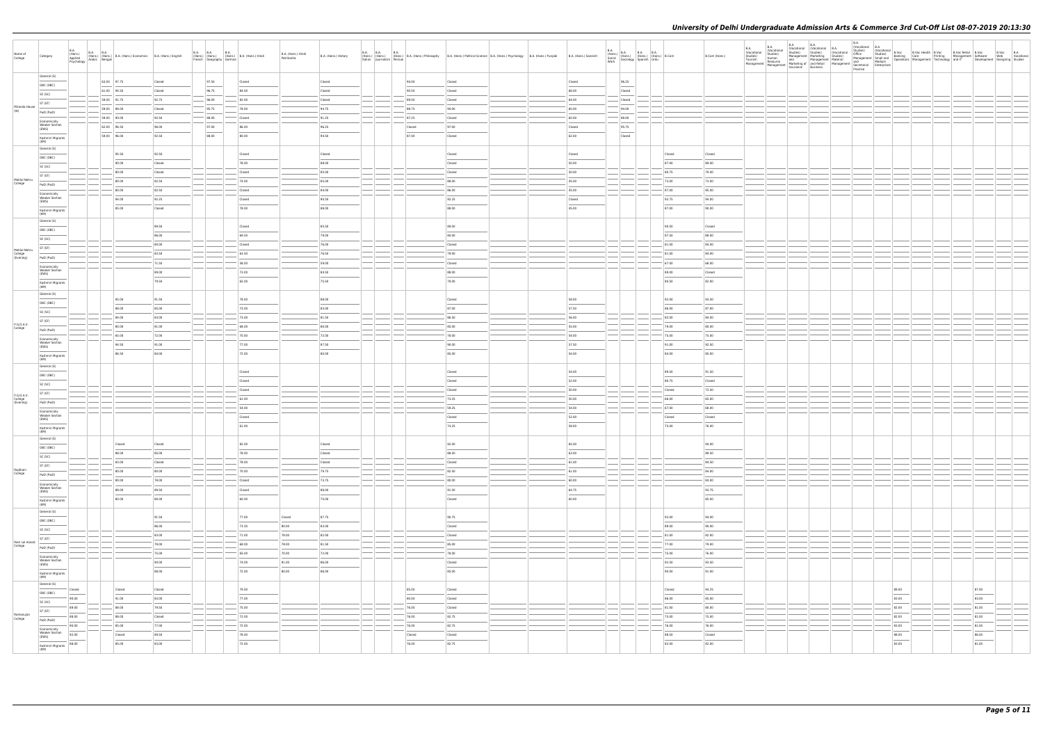| Name of College | Category | B.A. (Hons.) Applied Psychology | B.A. (Hons.) Arabic | B.A. (Hons.) Bengali | B.A. (Hons.) Economics | B.A. (Hons.) English | B.A. (Hons.) French | B.A. (Hons.) Geography | B.A. (Hons.) German | B.A. (Hons.) Hindi | B.A. (Hons.) Hindi Patrikarita | B.A. (Hons.) History | B.A. (Hons.) Italian | B.A. (Hons.) Journalism | B.A. (Hons.) Persian | B.A. (Hons.) Philosophy | B.A. (Hons.) Political Science | B.A. (Hons.) Psychology | B.A. (Hons.) Punjabi | B.A. (Hons.) Sanskrit | B.A. (Hons.) Social Work | B.A. (Hons.) Sociology | B.A. (Hons.) Spanish | B.A. (Hons.) Urdu | B.Com | B.Com (Hons.) | B.A. (Vocational Studies) Tourism Management | B.A. (Vocational Studies) Human Resource Management | B.A. (Vocational Studies) Management and Marketing of Insurance | B.A. (Vocational Studies) Marketing Management and Retail Business | B.A. (Vocational Studies) Material Management | B.A. (Vocational Studies) Office Management and Secretarial Practice | B.A. (Vocational Studies) Small and Medium Enterprises | B.Voc Banking Operations | B.Voc Health Care Management | B.Voc Printing Technology | B.Voc Retail Management and IT | B.Voc Software Development | B.Voc Web Designing | B.A. Vocational Studies |
|---|---|---|---|---|---|---|---|---|---|---|---|---|---|---|---|---|---|---|---|---|---|---|---|---|---|---|---|---|---|---|---|---|---|---|---|---|---|---|---|---|
| Miranda House (W) | General (G) |  |  | 63.00 | 97.75 | Closed | 97.50 |  |  | Closed |  | Closed |  |  |  | 94.00 | Closed |  |  | Closed |  | 96.25 |  |  |  |  |  |  |  |  |  |  |  |  |  |  |  |  |  |  |
|  | OBC (OBC) |  |  | 61.00 | 94.50 | Closed | 96.75 |  |  | 84.00 |  | Closed |  |  |  | 90.50 | Closed |  |  | 66.00 |  | Closed |  |  |  |  |  |  |  |  |  |  |  |  |  |  |  |  |  |  |
|  | SC (SC) |  |  | 59.00 | 91.75 | 92.75 | 96.00 |  |  | 82.00 |  | Closed |  |  |  | 89.00 | Closed |  |  | 64.00 |  | Closed |  |  |  |  |  |  |  |  |  |  |  |  |  |  |  |  |  |  |
|  | ST (ST) |  |  | 59.00 | 89.00 | Closed | 95.75 |  |  | 78.00 |  | 89.75 |  |  |  | 88.75 | 94.00 |  |  | 60.00 |  | 94.00 |  |  |  |  |  |  |  |  |  |  |  |  |  |  |  |  |  |  |
|  | PwD (PwD) |  |  | 59.00 | 93.00 | 92.50 | 88.00 |  |  | Closed |  | 91.25 |  |  |  | 87.25 | Closed |  |  | 60.00 |  | 88.00 |  |  |  |  |  |  |  |  |  |  |  |  |  |  |  |  |  |  |
|  | Economically Weaker Section (EWS) |  |  | 62.00 | 96.50 | 96.00 | 97.00 |  |  | 86.00 |  | 96.25 |  |  |  | Closed | 97.00 |  |  | Closed |  | 95.75 |  |  |  |  |  |  |  |  |  |  |  |  |  |  |  |  |  |  |
|  | Kashmiri Migrants (KM) |  |  | 59.00 | 96.00 | 92.50 | 88.00 |  |  | 80.00 |  | 94.50 |  |  |  | 87.00 | Closed |  |  | 62.00 |  | Closed |  |  |  |  |  |  |  |  |  |  |  |  |  |  |  |  |  |  |
| Motilal Nehru College | General (G) |  |  |  | 95.50 | 92.50 |  |  |  | Closed |  | Closed |  |  |  |  | Closed |  |  | Closed |  |  |  |  | Closed | Closed |  |  |  |  |  |  |  |  |  |  |  |  |  |  |
|  | OBC (OBC) |  |  |  | 90.00 | Closed |  |  |  | 79.00 |  | 88.00 |  |  |  |  | Closed |  |  | 50.00 |  |  |  |  | 87.00 | 89.00 |  |  |  |  |  |  |  |  |  |  |  |  |  |  |
|  | SC (SC) |  |  |  | 80.00 | Closed |  |  |  | Closed |  | 85.00 |  |  |  |  | Closed |  |  | 50.00 |  |  |  |  | 80.75 | 79.00 |  |  |  |  |  |  |  |  |  |  |  |  |  |  |
|  | ST (ST) |  |  |  | 80.00 | 82.50 |  |  |  | 74.00 |  | 85.00 |  |  |  |  | 88.00 |  |  | 45.00 |  |  |  |  | 73.00 | 73.00 |  |  |  |  |  |  |  |  |  |  |  |  |  |  |
|  | PwD (PwD) |  |  |  | 83.00 | 82.50 |  |  |  | Closed |  | 84.00 |  |  |  |  | 86.00 |  |  | 45.00 |  |  |  |  | 87.00 | 85.00 |  |  |  |  |  |  |  |  |  |  |  |  |  |  |
|  | Economically Weaker Section (EWS) |  |  |  | 94.00 | 92.25 |  |  |  | Closed |  | 90.50 |  |  |  |  | 92.25 |  |  | Closed |  |  |  |  | 92.75 | 94.00 |  |  |  |  |  |  |  |  |  |  |  |  |  |  |
|  | Kashmiri Migrants (KM) |  |  |  | 85.00 | Closed |  |  |  | 79.00 |  | 88.00 |  |  |  |  | 88.00 |  |  | 45.00 |  |  |  |  | 87.00 | 90.00 |  |  |  |  |  |  |  |  |  |  |  |  |  |  |
| Motilal Nehru College (Evening) | General (G) |  |  |  |  | 89.50 |  |  |  | Closed |  | 85.50 |  |  |  |  | 89.00 |  |  |  |  |  |  |  | 90.50 | Closed |  |  |  |  |  |  |  |  |  |  |  |  |  |  |
|  | OBC (OBC) |  |  |  |  | 86.00 |  |  |  | 69.50 |  | 79.00 |  |  |  |  | 84.00 |  |  |  |  |  |  |  | 87.50 | 88.00 |  |  |  |  |  |  |  |  |  |  |  |  |  |  |
|  | SC (SC) |  |  |  |  | 80.00 |  |  |  | Closed |  | 76.00 |  |  |  |  | Closed |  |  |  |  |  |  |  | 81.00 | 84.00 |  |  |  |  |  |  |  |  |  |  |  |  |  |  |
|  | ST (ST) |  |  |  |  | 63.50 |  |  |  | 62.50 |  | 76.50 |  |  |  |  | 79.00 |  |  |  |  |  |  |  | 81.00 | 84.00 |  |  |  |  |  |  |  |  |  |  |  |  |  |  |
|  | PwD (PwD) |  |  |  |  | 71.50 |  |  |  | 58.00 |  | 59.00 |  |  |  |  | Closed |  |  |  |  |  |  |  | 67.00 | 68.00 |  |  |  |  |  |  |  |  |  |  |  |  |  |  |
|  | Economically Weaker Section (EWS) |  |  |  |  | 89.00 |  |  |  | 73.00 |  | 84.50 |  |  |  |  | 88.00 |  |  |  |  |  |  |  | 89.00 | Closed |  |  |  |  |  |  |  |  |  |  |  |  |  |  |
|  | Kashmiri Migrants (KM) |  |  |  |  | 79.50 |  |  |  | 65.00 |  | 75.50 |  |  |  |  | 79.00 |  |  |  |  |  |  |  | 80.50 | 82.00 |  |  |  |  |  |  |  |  |  |  |  |  |  |  |
| P.G.D.A.V. College | General (G) |  |  |  | 95.00 | 91.50 |  |  |  | 78.00 |  | 88.00 |  |  |  |  | Closed |  |  | 59.00 |  |  |  |  | 92.00 | 93.50 |  |  |  |  |  |  |  |  |  |  |  |  |  |  |
|  | OBC (OBC) |  |  |  | 88.00 | 85.00 |  |  |  | 73.00 |  | 83.00 |  |  |  |  | 87.00 |  |  | 57.50 |  |  |  |  | 86.00 | 87.00 |  |  |  |  |  |  |  |  |  |  |  |  |  |  |
|  | SC (SC) |  |  |  | 84.00 | 83.00 |  |  |  | 73.00 |  | 81.50 |  |  |  |  | 86.50 |  |  | 56.00 |  |  |  |  | 82.00 | 84.00 |  |  |  |  |  |  |  |  |  |  |  |  |  |  |
|  | ST (ST) |  |  |  | 80.00 | 81.00 |  |  |  | 68.00 |  | 80.00 |  |  |  |  | 85.00 |  |  | 55.00 |  |  |  |  | 79.00 | 80.00 |  |  |  |  |  |  |  |  |  |  |  |  |  |  |
|  | PwD (PwD) |  |  |  | 65.00 | 72.00 |  |  |  | 70.00 |  | 72.00 |  |  |  |  | 78.00 |  |  | 54.00 |  |  |  |  | 75.00 | 75.00 |  |  |  |  |  |  |  |  |  |  |  |  |  |  |
|  | Economically Weaker Section (EWS) |  |  |  | 94.50 | 91.00 |  |  |  | 77.00 |  | 87.50 |  |  |  |  | 90.00 |  |  | 57.50 |  |  |  |  | 91.00 | 92.50 |  |  |  |  |  |  |  |  |  |  |  |  |  |  |
|  | Kashmiri Migrants (KM) |  |  |  | 86.50 | 84.00 |  |  |  | 72.00 |  | 80.00 |  |  |  |  | 85.00 |  |  | 54.00 |  |  |  |  | 84.00 | 85.00 |  |  |  |  |  |  |  |  |  |  |  |  |  |  |
| P.G.D.A.V. College (Evening) | General (G) |  |  |  |  |  |  |  |  | Closed |  |  |  |  |  |  | Closed |  |  | 54.00 |  |  |  |  | 89.50 | 91.50 |  |  |  |  |  |  |  |  |  |  |  |  |  |  |
|  | OBC (OBC) |  |  |  |  |  |  |  |  | Closed |  |  |  |  |  |  | Closed |  |  | 52.00 |  |  |  |  | 80.75 | Closed |  |  |  |  |  |  |  |  |  |  |  |  |  |  |
|  | SC (SC) |  |  |  |  |  |  |  |  | Closed |  |  |  |  |  |  | Closed |  |  | 50.00 |  |  |  |  | Closed | 73.50 |  |  |  |  |  |  |  |  |  |  |  |  |  |  |
|  | ST (ST) |  |  |  |  |  |  |  |  | 61.00 |  |  |  |  |  |  | 73.25 |  |  | 50.00 |  |  |  |  | 66.00 | 60.00 |  |  |  |  |  |  |  |  |  |  |  |  |  |  |
|  | PwD (PwD) |  |  |  |  |  |  |  |  | 54.00 |  |  |  |  |  |  | 58.25 |  |  | 54.00 |  |  |  |  | 67.00 | 68.00 |  |  |  |  |  |  |  |  |  |  |  |  |  |  |
|  | Economically Weaker Section (EWS) |  |  |  |  |  |  |  |  | Closed |  |  |  |  |  |  | Closed |  |  | 52.00 |  |  |  |  | Closed | Closed |  |  |  |  |  |  |  |  |  |  |  |  |  |  |
|  | Kashmiri Migrants (KM) |  |  |  |  |  |  |  |  | 61.00 |  |  |  |  |  |  | 78.25 |  |  | 59.00 |  |  |  |  | 75.00 | 76.00 |  |  |  |  |  |  |  |  |  |  |  |  |  |  |
| Rajdhani College | General (G) |  |  |  | Closed | Closed |  |  |  | 82.00 |  | Closed |  |  |  |  | 92.00 |  |  | 65.00 |  |  |  |  |  | 94.00 |  |  |  |  |  |  |  |  |  |  |  |  |  |  |
|  | OBC (OBC) |  |  |  | 88.00 | 85.00 |  |  |  | 78.00 |  | Closed |  |  |  |  | 88.50 |  |  | 63.00 |  |  |  |  |  | 89.50 |  |  |  |  |  |  |  |  |  |  |  |  |  |  |
|  | SC (SC) |  |  |  | 83.00 | Closed |  |  |  | 78.00 |  | Closed |  |  |  |  | Closed |  |  | 61.00 |  |  |  |  |  | 84.50 |  |  |  |  |  |  |  |  |  |  |  |  |  |  |
|  | ST (ST) |  |  |  | 80.00 | 80.00 |  |  |  | 76.00 |  | 79.75 |  |  |  |  | 82.50 |  |  | 61.00 |  |  |  |  |  | 84.00 |  |  |  |  |  |  |  |  |  |  |  |  |  |  |
|  | PwD (PwD) |  |  |  | 80.00 | 78.00 |  |  |  | Closed |  | 73.75 |  |  |  |  | 88.00 |  |  | 60.00 |  |  |  |  |  | 84.00 |  |  |  |  |  |  |  |  |  |  |  |  |  |  |
|  | Economically Weaker Section (EWS) |  |  |  | 86.00 | 89.50 |  |  |  | Closed |  | 88.00 |  |  |  |  | 91.50 |  |  | 64.75 |  |  |  |  |  | 93.75 |  |  |  |  |  |  |  |  |  |  |  |  |  |  |
|  | Kashmiri Migrants (KM) |  |  |  | 80.00 | 80.00 |  |  |  | 60.00 |  | 75.00 |  |  |  |  | Closed |  |  | 60.00 |  |  |  |  |  | 85.00 |  |  |  |  |  |  |  |  |  |  |  |  |  |  |
| Ram Lal Anand College | General (G) |  |  |  |  | 91.50 |  |  |  | 77.00 | Closed | 87.75 |  |  |  |  | 90.75 |  |  |  |  |  |  |  | 93.00 | 94.00 |  |  |  |  |  |  |  |  |  |  |  |  |  |  |
|  | OBC (OBC) |  |  |  |  | 86.00 |  |  |  | 73.50 | 80.00 | 83.00 |  |  |  |  | Closed |  |  |  |  |  |  |  | 89.00 | 90.00 |  |  |  |  |  |  |  |  |  |  |  |  |  |  |
|  | SC (SC) |  |  |  |  | 83.00 |  |  |  | 71.00 | 78.00 | 83.00 |  |  |  |  | Closed |  |  |  |  |  |  |  | 81.00 | 82.00 |  |  |  |  |  |  |  |  |  |  |  |  |  |  |
|  | ST (ST) |  |  |  |  | 79.00 |  |  |  | 68.00 | 78.00 | 81.50 |  |  |  |  | 85.00 |  |  |  |  |  |  |  | 77.00 | 79.00 |  |  |  |  |  |  |  |  |  |  |  |  |  |  |
|  | PwD (PwD) |  |  |  |  | 75.00 |  |  |  | 65.00 | 70.00 | 72.00 |  |  |  |  | 78.00 |  |  |  |  |  |  |  | 75.00 | 76.00 |  |  |  |  |  |  |  |  |  |  |  |  |  |  |
|  | Economically Weaker Section (EWS) |  |  |  |  | 90.00 |  |  |  | 74.00 | 81.00 | 86.00 |  |  |  |  | Closed |  |  |  |  |  |  |  | 92.50 | 93.50 |  |  |  |  |  |  |  |  |  |  |  |  |  |  |
|  | Kashmiri Migrants (KM) |  |  |  |  | 88.00 |  |  |  | 72.00 | 80.00 | 86.00 |  |  |  |  | 85.00 |  |  |  |  |  |  |  | 90.00 | 91.00 |  |  |  |  |  |  |  |  |  |  |  |  |  |  |
| Ramanujan College | General (G) | Closed |  |  | Closed | Closed |  |  |  | 79.00 |  |  |  |  |  | 85.00 | Closed |  |  |  |  |  |  |  | Closed | 94.25 |  |  |  |  |  |  |  | 89.00 |  |  |  | 97.00 |  |  |
|  | OBC (OBC) | 90.00 |  |  | 91.00 | 83.00 |  |  |  | 77.00 |  |  |  |  |  | 80.00 | Closed |  |  |  |  |  |  |  | 86.00 | 85.00 |  |  |  |  |  |  |  | 85.00 |  |  |  | 83.00 |  |  |
|  | SC (SC) | 89.00 |  |  | 80.00 | 79.50 |  |  |  | 75.00 |  |  |  |  |  | 76.00 | Closed |  |  |  |  |  |  |  | 81.00 | 80.00 |  |  |  |  |  |  |  | 82.00 |  |  |  | 81.00 |  |  |
|  | ST (ST) | 88.00 |  |  | 80.00 | Closed |  |  |  | 72.00 |  |  |  |  |  | 76.00 | 82.75 |  |  |  |  |  |  |  | 75.00 | 75.00 |  |  |  |  |  |  |  | 82.00 |  |  |  | 81.00 |  |  |
|  | PwD (PwD) | 90.00 |  |  | 85.00 | 77.00 |  |  |  | 72.00 |  |  |  |  |  | 76.00 | 82.75 |  |  |  |  |  |  |  | 76.00 | 76.00 |  |  |  |  |  |  |  | 83.00 |  |  |  | 81.00 |  |  |
|  | Economically Weaker Section (EWS) | 92.00 |  |  | Closed | 89.50 |  |  |  | 78.00 |  |  |  |  |  | Closed | Closed |  |  |  |  |  |  |  | 88.50 | Closed |  |  |  |  |  |  |  | 88.00 |  |  |  | 86.00 |  |  |
|  | Kashmiri Migrants (KM) | 88.00 |  |  | 85.00 | 83.00 |  |  |  | 72.00 |  |  |  |  |  | 76.00 | 82.75 |  |  |  |  |  |  |  | 82.00 | 82.00 |  |  |  |  |  |  |  | 83.00 |  |  |  | 81.00 |  |  |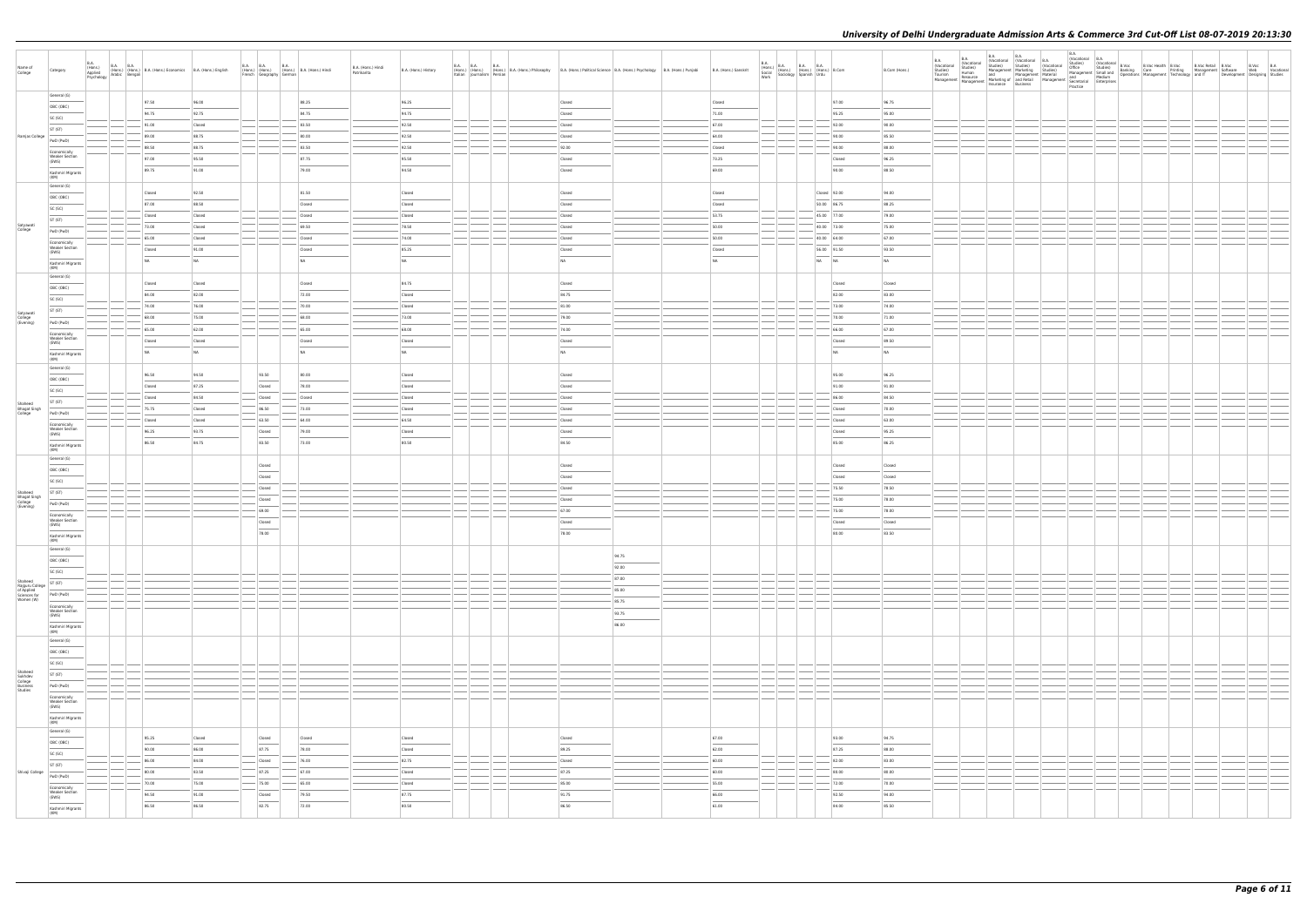# University of Delhi Undergraduate Admission Arts & Commerce 3rd Cut-Off List 08-07-2019 20:13:30

| Name of College | Category | B.A. (Hons.) Applied Psychology | B.A. (Hons.) Arabic | B.A. (Hons.) Bengali | B.A. (Hons.) Economics | B.A. (Hons.) English | B.A. (Hons.) French | B.A. (Hons.) Geography | B.A. (Hons.) German | B.A. (Hons.) Hindi | B.A. (Hons.) Hindi Patrikarita | B.A. (Hons.) History | B.A. (Hons.) Italian | B.A. (Hons.) Journalism | B.A. (Hons.) Persian | B.A. (Hons.) Philosophy | B.A. (Hons.) Political Science | B.A. (Hons.) Psychology | B.A. (Hons.) Punjabi | B.A. (Hons.) Sanskrit | B.A. (Hons.) Social Work | B.A. (Hons.) Sociology | B.A. (Hons.) Spanish | B.A. (Hons.) Urdu | B.Com | B.Com (Hons.) | B.A. (Vocational Studies) Tourism Management | B.A. (Vocational Studies) Human Resource Management | B.A. (Vocational Studies) Management and Marketing of Insurance | B.A. (Vocational Studies) Marketing Management and Retail Business | B.A. (Vocational Studies) Material Management | B.A. (Vocational Studies) Office Management and Secretarial Practice | B.A. (Vocational Studies) Small and Medium Enterprises | B.Voc Banking Operations | B.Voc Health Care Management | B.Voc Printing Technology | B.Voc Retail Management and IT | B.Voc Software Development | B.Voc Web Designing | B.A. Vocational Studies |
|---|---|---|---|---|---|---|---|---|---|---|---|---|---|---|---|---|---|---|---|---|---|---|---|---|---|---|---|---|---|---|---|---|---|---|---|---|---|---|---|---|
| Ramjas College | General (G) | | | | 97.50 | 96.00 | | | | 86.25 | | 96.25 | | | | | Closed | | | Closed | | | | | 97.00 | 96.75 | | | | | | | | | | | | | | |
| | OBC (OBC) | | | | 94.75 | 92.75 | | | | 84.75 | | 94.75 | | | | | Closed | | | 71.00 | | | | | 95.25 | 95.00 | | | | | | | | | | | | | | |
| | SC (SC) | | | | 91.00 | Closed | | | | 83.50 | | 92.50 | | | | | Closed | | | 67.00 | | | | | 92.00 | 90.00 | | | | | | | | | | | | | | |
| | ST (ST) | | | | 89.00 | 88.75 | | | | 80.00 | | 92.50 | | | | | Closed | | | 64.00 | | | | | 90.00 | 85.50 | | | | | | | | | | | | | | |
| | PwD (PwD) | | | | 88.50 | 88.75 | | | | 83.50 | | 92.50 | | | | | 92.00 | | | Closed | | | | | 90.00 | 88.00 | | | | | | | | | | | | | | |
| | Economically Weaker Section (EWS) | | | | 97.00 | 95.50 | | | | 87.75 | | 95.50 | | | | | Closed | | | 73.25 | | | | | Closed | 96.25 | | | | | | | | | | | | | | |
| | Kashmiri Migrants (KM) | | | | 89.75 | 91.00 | | | | 79.00 | | 94.50 | | | | | Closed | | | 69.00 | | | | | 90.00 | 88.50 | | | | | | | | | | | | | | |
| Satyawati College | General (G) | | | | Closed | 92.50 | | | | 81.50 | | Closed | | | | | Closed | | | Closed | | | | Closed | 92.00 | 94.00 | | | | | | | | | | | | | | |
| | OBC (OBC) | | | | 87.00 | 89.50 | | | | Closed | | Closed | | | | | Closed | | | Closed | | | | 50.00 | 86.75 | 88.25 | | | | | | | | | | | | | | |
| | SC (SC) | | | | Closed | Closed | | | | Closed | | Closed | | | | | Closed | | | 53.75 | | | | 45.00 | 77.00 | 79.00 | | | | | | | | | | | | | | |
| | ST (ST) | | | | 73.00 | Closed | | | | 69.50 | | 78.50 | | | | | Closed | | | 50.00 | | | | 40.00 | 73.00 | 75.00 | | | | | | | | | | | | | | |
| | PwD (PwD) | | | | 65.00 | Closed | | | | Closed | | 74.00 | | | | | Closed | | | 50.00 | | | | 40.00 | 64.00 | 67.00 | | | | | | | | | | | | | | |
| | Economically Weaker Section (EWS) | | | | Closed | 91.00 | | | | Closed | | 85.25 | | | | | Closed | | | Closed | | | | 56.00 | 91.50 | 93.50 | | | | | | | | | | | | | | |
| | Kashmiri Migrants (KM) | | | | NA | NA | | | | NA | | NA | | | | | NA | | | NA | | | | NA | NA | NA | | | | | | | | | | | | | | |
| Satyawati College (Evening) | General (G) | | | | Closed | Closed | | | | Closed | | 84.75 | | | | | Closed | | | | | | | | Closed | Closed | | | | | | | | | | | | | | |
| | OBC (OBC) | | | | 84.00 | 82.00 | | | | 72.00 | | Closed | | | | | 84.75 | | | | | | | | 82.00 | 83.00 | | | | | | | | | | | | | | |
| | SC (SC) | | | | 74.00 | 76.00 | | | | 70.00 | | Closed | | | | | 81.00 | | | | | | | | 73.00 | 74.00 | | | | | | | | | | | | | | |
| | ST (ST) | | | | 69.00 | 75.00 | | | | 68.00 | | 73.00 | | | | | 79.00 | | | | | | | | 70.00 | 71.00 | | | | | | | | | | | | | | |
| | PwD (PwD) | | | | 65.00 | 62.00 | | | | 65.00 | | 69.00 | | | | | 74.00 | | | | | | | | 66.00 | 67.00 | | | | | | | | | | | | | | |
| | Economically Weaker Section (EWS) | | | | Closed | Closed | | | | Closed | | Closed | | | | | Closed | | | | | | | | Closed | 89.50 | | | | | | | | | | | | | | |
| | Kashmiri Migrants (KM) | | | | NA | NA | | | | NA | | NA | | | | | NA | | | | | | | | NA | NA | | | | | | | | | | | | | | |
| Shaheed Bhagat Singh College | General (G) | | | | 96.50 | 94.50 | | 93.50 | | 80.00 | | Closed | | | | | Closed | | | | | | | | 95.00 | 96.25 | | | | | | | | | | | | | | |
| | OBC (OBC) | | | | Closed | 87.25 | | Closed | | 78.00 | | Closed | | | | | Closed | | | | | | | | 91.00 | 91.00 | | | | | | | | | | | | | | |
| | SC (SC) | | | | Closed | 84.50 | | Closed | | Closed | | Closed | | | | | Closed | | | | | | | | 86.00 | 84.50 | | | | | | | | | | | | | | |
| | ST (ST) | | | | 75.75 | Closed | | 86.50 | | 73.00 | | Closed | | | | | Closed | | | | | | | | Closed | 78.00 | | | | | | | | | | | | | | |
| | PwD (PwD) | | | | Closed | Closed | | 63.50 | | 64.00 | | 64.50 | | | | | Closed | | | | | | | | Closed | 63.00 | | | | | | | | | | | | | | |
| | Economically Weaker Section (EWS) | | | | 96.25 | 93.75 | | Closed | | 79.00 | | Closed | | | | | Closed | | | | | | | | Closed | 95.25 | | | | | | | | | | | | | | |
| | Kashmiri Migrants (KM) | | | | 86.50 | 84.75 | | 83.50 | | 73.00 | | 83.50 | | | | | 84.50 | | | | | | | | 85.00 | 86.25 | | | | | | | | | | | | | | |
| Shaheed Bhagat Singh College (Evening) | General (G) | | | | | | | Closed | | | | | | | | | Closed | | | | | | | | Closed | Closed | | | | | | | | | | | | | | |
| | OBC (OBC) | | | | | | | Closed | | | | | | | | | Closed | | | | | | | | Closed | Closed | | | | | | | | | | | | | | |
| | SC (SC) | | | | | | | Closed | | | | | | | | | Closed | | | | | | | | 75.50 | 78.50 | | | | | | | | | | | | | | |
| | ST (ST) | | | | | | | Closed | | | | | | | | | Closed | | | | | | | | 75.00 | 78.00 | | | | | | | | | | | | | | |
| | PwD (PwD) | | | | | | | 69.00 | | | | | | | | | 67.00 | | | | | | | | 75.00 | 78.00 | | | | | | | | | | | | | | |
| | Economically Weaker Section (EWS) | | | | | | | Closed | | | | | | | | | Closed | | | | | | | | Closed | Closed | | | | | | | | | | | | | | |
| | Kashmiri Migrants (KM) | | | | | | | 78.00 | | | | | | | | | 78.00 | | | | | | | | 80.00 | 83.50 | | | | | | | | | | | | | | |
| Shaheed Rajguru College of Applied Sciences for Women (W) | General (G) | | | | | | | | | | | | | | | | | 94.75 | | | | | | | | | | | | | | | | | | | | | | |
| | OBC (OBC) | | | | | | | | | | | | | | | | | 92.00 | | | | | | | | | | | | | | | | | | | | | | |
| | SC (SC) | | | | | | | | | | | | | | | | | 87.00 | | | | | | | | | | | | | | | | | | | | | | |
| | ST (ST) | | | | | | | | | | | | | | | | | 85.00 | | | | | | | | | | | | | | | | | | | | | | |
| | PwD (PwD) | | | | | | | | | | | | | | | | | 85.75 | | | | | | | | | | | | | | | | | | | | | | |
| | Economically Weaker Section (EWS) | | | | | | | | | | | | | | | | | 93.75 | | | | | | | | | | | | | | | | | | | | | | |
| | Kashmiri Migrants (KM) | | | | | | | | | | | | | | | | | 86.00 | | | | | | | | | | | | | | | | | | | | | | |
| Shaheed Sukhdev College Business Studies | General (G) | | | | | | | | | | | | | | | | | | | | | | | | | | | | | | | | | | | | | | | |
| | OBC (OBC) | | | | | | | | | | | | | | | | | | | | | | | | | | | | | | | | | | | | | | | |
| | SC (SC) | | | | | | | | | | | | | | | | | | | | | | | | | | | | | | | | | | | | | | | |
| | ST (ST) | | | | | | | | | | | | | | | | | | | | | | | | | | | | | | | | | | | | | | | |
| | PwD (PwD) | | | | | | | | | | | | | | | | | | | | | | | | | | | | | | | | | | | | | | | |
| | Economically Weaker Section (EWS) | | | | | | | | | | | | | | | | | | | | | | | | | | | | | | | | | | | | | | | |
| | Kashmiri Migrants (KM) | | | | | | | | | | | | | | | | | | | | | | | | | | | | | | | | | | | | | | | |
| Shivaji College | General (G) | | | | 95.25 | Closed | | Closed | | Closed | | Closed | | | | | Closed | | | 67.00 | | | | | 93.00 | 94.75 | | | | | | | | | | | | | | |
| | OBC (OBC) | | | | 90.00 | 86.00 | | 87.75 | | 78.00 | | Closed | | | | | 89.25 | | | 62.00 | | | | | 87.25 | 88.00 | | | | | | | | | | | | | | |
| | SC (SC) | | | | 86.00 | 84.00 | | Closed | | 76.00 | | 82.75 | | | | | Closed | | | 60.00 | | | | | 82.00 | 83.00 | | | | | | | | | | | | | | |
| | ST (ST) | | | | 80.00 | 83.50 | | 87.25 | | 67.00 | | Closed | | | | | 87.25 | | | 60.00 | | | | | 80.00 | 80.00 | | | | | | | | | | | | | | |
| | PwD (PwD) | | | | 70.00 | 75.00 | | 75.00 | | 65.00 | | Closed | | | | | 85.00 | | | 55.00 | | | | | 72.00 | 75.00 | | | | | | | | | | | | | | |
| | Economically Weaker Section (EWS) | | | | 94.50 | 91.00 | | Closed | | 79.50 | | 87.75 | | | | | 91.75 | | | 66.00 | | | | | 92.50 | 94.00 | | | | | | | | | | | | | | |
| | Kashmiri Migrants (KM) | | | | 86.50 | 86.50 | | 92.75 | | 72.00 | | 83.50 | | | | | 86.50 | | | 61.00 | | | | | 84.00 | 85.50 | | | | | | | | | | | | | | |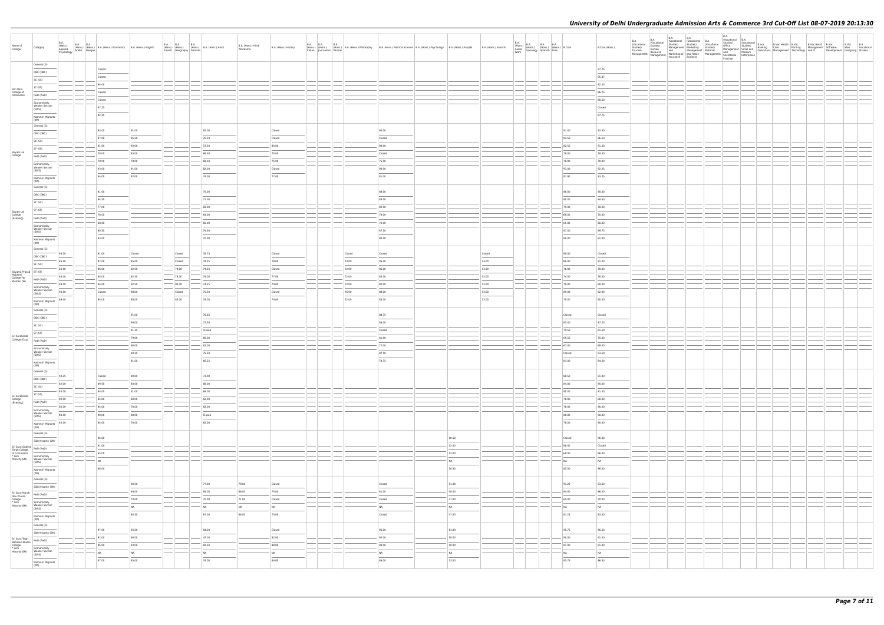| Name of College | Category | B.A. (Hons.) Applied Psychology | B.A. (Hons.) Arabic | B.A. (Hons.) Bengali | B.A. (Hons.) Economics | B.A. (Hons.) English | B.A. (Hons.) French | B.A. (Hons.) Geography | B.A. (Hons.) German | B.A. (Hons.) Hindi | B.A. (Hons.) Hindi Patrikarita | B.A. (Hons.) History | B.A. (Hons.) Italian | B.A. (Hons.) Journalism | B.A. (Hons.) Persian | B.A. (Hons.) Philosophy | B.A. (Hons.) Political Science | B.A. (Hons.) Psychology | B.A. (Hons.) Punjabi | B.A. (Hons.) Sanskrit | B.A. (Hons.) Social Work | B.A. (Hons.) Sociology | B.A. (Hons.) Spanish | B.A. (Hons.) Urdu | B.Com | B.Com (Hons.) | B.A. (Vocational Studies) Tourism Management | B.A. (Vocational Studies) Human Resource Management | B.A. (Vocational Studies) Management and Marketing of Insurance | B.A. (Vocational Studies) Marketing Management and Retail Business | B.A. (Vocational Studies) Material Management | B.A. (Vocational Studies) Office Management and Secretarial Practice | B.A. (Vocational Studies) Small and Medium Enterprises | B.Voc Banking Operations | B.Voc Health Care | B.Voc Printing Technology | B.Voc Retail Management and IT | B.Voc Software Development | B.Voc Web Designing | B.A Vocational Studies |
|---|---|---|---|---|---|---|---|---|---|---|---|---|---|---|---|---|---|---|---|---|---|---|---|---|---|---|---|---|---|---|---|---|---|---|---|---|---|---|---|---|
| Shri Ram College of Commerce | General (G) | | | | Closed | | | | | | | | | | | | | | | | | | | | | 97.75 | | | | | | | | | | | | | | |
| | OBC (OBC) | | | | Closed | | | | | | | | | | | | | | | | | | | | | 95.37 | | | | | | | | | | | | | | |
| | SC (SC) | | | | 96.00 | | | | | | | | | | | | | | | | | | | | | 92.25 | | | | | | | | | | | | | | |
| | ST (ST) | | | | Closed | | | | | | | | | | | | | | | | | | | | | 86.75 | | | | | | | | | | | | | | |
| | PwD (PwD) | | | | Closed | | | | | | | | | | | | | | | | | | | | | 88.50 | | | | | | | | | | | | | | |
| | Economically Weaker Section (EWS) | | | | 97.25 | | | | | | | | | | | | | | | | | | | | | Closed | | | | | | | | | | | | | | |
| | Kashmiri Migrants (KM) | | | | 92.25 | | | | | | | | | | | | | | | | | | | | | 97.75 | | | | | | | | | | | | | | |
| Shyam Lal College | General (G) | | | | 93.00 | 91.00 | | | | 82.00 | | Closed | | | | | 90.00 | | | | | | | | 91.00 | 92.50 | | | | | | | | | | | | | | |
| | OBC (OBC) | | | | 87.00 | 85.50 | | | | 76.50 | | Closed | | | | | Closed | | | | | | | | 84.50 | 86.50 | | | | | | | | | | | | | | |
| | SC (SC) | | | | 81.00 | 83.00 | | | | 73.50 | | 80.00 | | | | | 84.00 | | | | | | | | 82.50 | 81.50 | | | | | | | | | | | | | | |
| | ST (ST) | | | | 79.00 | 83.00 | | | | 68.50 | | 75.00 | | | | | Closed | | | | | | | | 78.00 | 78.00 | | | | | | | | | | | | | | |
| | PwD (PwD) | | | | 70.00 | 78.00 | | | | 68.50 | | 75.00 | | | | | 75.00 | | | | | | | | 78.00 | 78.00 | | | | | | | | | | | | | | |
| | Economically Weaker Section (EWS) | | | | 93.00 | 91.00 | | | | 82.00 | | Closed | | | | | 90.00 | | | | | | | | 91.00 | 92.25 | | | | | | | | | | | | | | |
| | Kashmiri Migrants (KM) | | | | 84.00 | 82.00 | | | | 74.00 | | 77.00 | | | | | 81.00 | | | | | | | | 81.90 | 83.25 | | | | | | | | | | | | | | |
| Shyam Lal College (Evening) | General (G) | | | | 91.00 | | | | | 75.00 | | | | | | | 88.00 | | | | | | | | 88.00 | 90.00 | | | | | | | | | | | | | | |
| | OBC (OBC) | | | | 84.50 | | | | | 71.00 | | | | | | | 83.50 | | | | | | | | 80.00 | 84.50 | | | | | | | | | | | | | | |
| | SC (SC) | | | | 77.00 | | | | | 69.00 | | | | | | | 82.00 | | | | | | | | 75.00 | 78.00 | | | | | | | | | | | | | | |
| | ST (ST) | | | | 70.00 | | | | | 64.00 | | | | | | | 78.00 | | | | | | | | 68.00 | 70.00 | | | | | | | | | | | | | | |
| | PwD (PwD) | | | | 60.00 | | | | | 60.00 | | | | | | | 78.00 | | | | | | | | 65.00 | 68.00 | | | | | | | | | | | | | | |
| | Economically Weaker Section (EWS) | | | | 90.50 | | | | | 74.50 | | | | | | | 87.50 | | | | | | | | 87.50 | 89.75 | | | | | | | | | | | | | | |
| | Kashmiri Migrants (KM) | | | | 83.00 | | | | | 70.00 | | | | | | | 80.00 | | | | | | | | 80.00 | 81.00 | | | | | | | | | | | | | | |
| Shyama Prasad Mukherji College For Women (W) | General (G) | 93.00 | | | 91.00 | Closed | | Closed | | 76.75 | | Closed | | | | Closed | Closed | | | Closed | | | | | 89.00 | Closed | | | | | | | | | | | | | | |
| | OBC (OBC) | 86.00 | | | 87.00 | 85.00 | | Closed | | 74.25 | | 78.00 | | | | 73.00 | 85.00 | | | 53.00 | | | | | 80.00 | 81.00 | | | | | | | | | | | | | | |
| | SC (SC) | 85.00 | | | 86.00 | 82.50 | | 78.00 | | 74.25 | | Closed | | | | 72.00 | 85.00 | | | 53.00 | | | | | 76.00 | 78.00 | | | | | | | | | | | | | | |
| | ST (ST) | 84.00 | | | 84.00 | 82.50 | | 78.00 | | 74.00 | | 77.00 | | | | 72.00 | 80.00 | | | 53.00 | | | | | 74.00 | 76.00 | | | | | | | | | | | | | | |
| | PwD (PwD) | 84.00 | | | 84.00 | 82.50 | | 83.00 | | 74.25 | | 74.00 | | | | 72.00 | 82.00 | | | 53.00 | | | | | 79.00 | 80.00 | | | | | | | | | | | | | | |
| | Economically Weaker Section (EWS) | 90.50 | | | Closed | 88.00 | | Closed | | 75.50 | | Closed | | | | 76.00 | 88.00 | | | 53.00 | | | | | 89.00 | 92.00 | | | | | | | | | | | | | | |
| | Kashmiri Migrants (KM) | 89.00 | | | 84.00 | 88.00 | | 80.00 | | 74.00 | | 74.00 | | | | 72.00 | 83.00 | | | 53.00 | | | | | 79.00 | 80.00 | | | | | | | | | | | | | | |
| Sri Aurobindo College (Day) | General (G) | | | | | 91.00 | | | | 76.25 | | | | | | | 88.75 | | | | | | | | Closed | Closed | | | | | | | | | | | | | | |
| | OBC (OBC) | | | | | 84.00 | | | | 72.50 | | | | | | | 85.00 | | | | | | | | 85.00 | 87.25 | | | | | | | | | | | | | | |
| | SC (SC) | | | | | 81.25 | | | | Closed | | | | | | | Closed | | | | | | | | 79.50 | 81.50 | | | | | | | | | | | | | | |
| | ST (ST) | | | | | 79.00 | | | | 66.00 | | | | | | | 81.00 | | | | | | | | 69.50 | 73.00 | | | | | | | | | | | | | | |
| | PwD (PwD) | | | | | 68.00 | | | | 62.00 | | | | | | | 72.00 | | | | | | | | 67.00 | 69.00 | | | | | | | | | | | | | | |
| | Economically Weaker Section (EWS) | | | | | 90.25 | | | | 75.50 | | | | | | | 87.50 | | | | | | | | Closed | 93.50 | | | | | | | | | | | | | | |
| | Kashmiri Migrants (KM) | | | | | 91.00 | | | | 66.25 | | | | | | | 78.75 | | | | | | | | 81.00 | 84.00 | | | | | | | | | | | | | | |
| Sri Aurobindo College (Evening) | General (G) | 86.25 | | | Closed | 89.00 | | | | 73.00 | | | | | | | | | | | | | | | 88.50 | 91.00 | | | | | | | | | | | | | | |
| | OBC (OBC) | 82.00 | | | 89.50 | 83.00 | | | | 68.00 | | | | | | | | | | | | | | | 84.00 | 85.00 | | | | | | | | | | | | | | |
| | SC (SC) | 80.00 | | | 84.00 | 81.00 | | | | 68.00 | | | | | | | | | | | | | | | 80.00 | 81.00 | | | | | | | | | | | | | | |
| | ST (ST) | 80.00 | | | 84.00 | 80.00 | | | | 62.00 | | | | | | | | | | | | | | | 78.00 | 80.00 | | | | | | | | | | | | | | |
| | PwD (PwD) | 80.00 | | | 84.00 | 78.00 | | | | 62.00 | | | | | | | | | | | | | | | 78.00 | 80.00 | | | | | | | | | | | | | | |
| | Economically Weaker Section (EWS) | 86.50 | | | 90.00 | 88.00 | | | | Closed | | | | | | | | | | | | | | | 88.00 | 90.00 | | | | | | | | | | | | | | |
| | Kashmiri Migrants (KM) | 80.00 | | | 84.00 | 78.00 | | | | 62.00 | | | | | | | | | | | | | | | 78.00 | 80.00 | | | | | | | | | | | | | | |
| Sri Guru Gobind Singh College of Commerce * Sikh Minority(SM) | General (G) | | | | 96.00 | | | | | | | | | | | | | | 60.50 | | | | | | Closed | 96.00 | | | | | | | | | | | | | | |
| | Sikh Minority (SM) | | | | 91.00 | | | | | | | | | | | | | | 52.00 | | | | | | 88.50 | Closed | | | | | | | | | | | | | | |
| | PwD (PwD) | | | | 85.00 | | | | | | | | | | | | | | 52.00 | | | | | | 68.00 | 66.00 | | | | | | | | | | | | | | |
| | Economically Weaker Section (EWS) | | | | NA | | | | | | | | | | | | | | NA | | | | | | NA | NA | | | | | | | | | | | | | | |
| | Kashmiri Migrants (KM) | | | | 86.00 | | | | | | | | | | | | | | 50.50 | | | | | | 85.00 | 86.00 | | | | | | | | | | | | | | |
| Sri Guru Nanak Dev Khalsa College * Sikh Minority(SM) | General (G) | | | | | 90.50 | | | | 77.00 | 78.00 | Closed | | | | | Closed | | 51.00 | | | | | | 91.25 | 93.50 | | | | | | | | | | | | | | |
| | Sikh Minority (SM) | | | | | 84.00 | | | | 65.00 | 66.00 | 75.00 | | | | | 91.00 | | 48.00 | | | | | | 84.00 | 86.00 | | | | | | | | | | | | | | |
| | PwD (PwD) | | | | | 70.00 | | | | 70.00 | 71.00 | Closed | | | | | Closed | | 47.00 | | | | | | 69.00 | 70.00 | | | | | | | | | | | | | | |
| | Economically Weaker Section (EWS) | | | | | NA | | | | NA | NA | NA | | | | | NA | | NA | | | | | | NA | NA | | | | | | | | | | | | | | |
| | Kashmiri Migrants (KM) | | | | | 90.50 | | | | 67.00 | 68.00 | 75.00 | | | | | Closed | | 47.00 | | | | | | 91.25 | 93.50 | | | | | | | | | | | | | | |
| Sri Guru Tegh Bahadur Khalsa College * Sikh Minority(SM) | General (G) | | | | 97.00 | 95.00 | | | | 84.00 | | Closed | | | | | 96.00 | | 63.00 | | | | | | 95.75 | 96.50 | | | | | | | | | | | | | | |
| | Sikh Minority (SM) | | | | 92.00 | 90.00 | | | | 47.00 | | 82.00 | | | | | 92.00 | | 58.00 | | | | | | 90.00 | 91.00 | | | | | | | | | | | | | | |
| | PwD (PwD) | | | | 85.00 | 83.00 | | | | 82.50 | | 84.00 | | | | | 89.00 | | 50.00 | | | | | | 81.00 | 91.00 | | | | | | | | | | | | | | |
| | Economically Weaker Section (EWS) | | | | NA | NA | | | | NA | | NA | | | | | NA | | NA | | | | | | NA | NA | | | | | | | | | | | | | | |
| | Kashmiri Migrants (KM) | | | | 97.00 | 95.00 | | | | 79.00 | | 84.00 | | | | | 96.00 | | 53.00 | | | | | | 95.75 | 96.50 | | | | | | | | | | | | | | |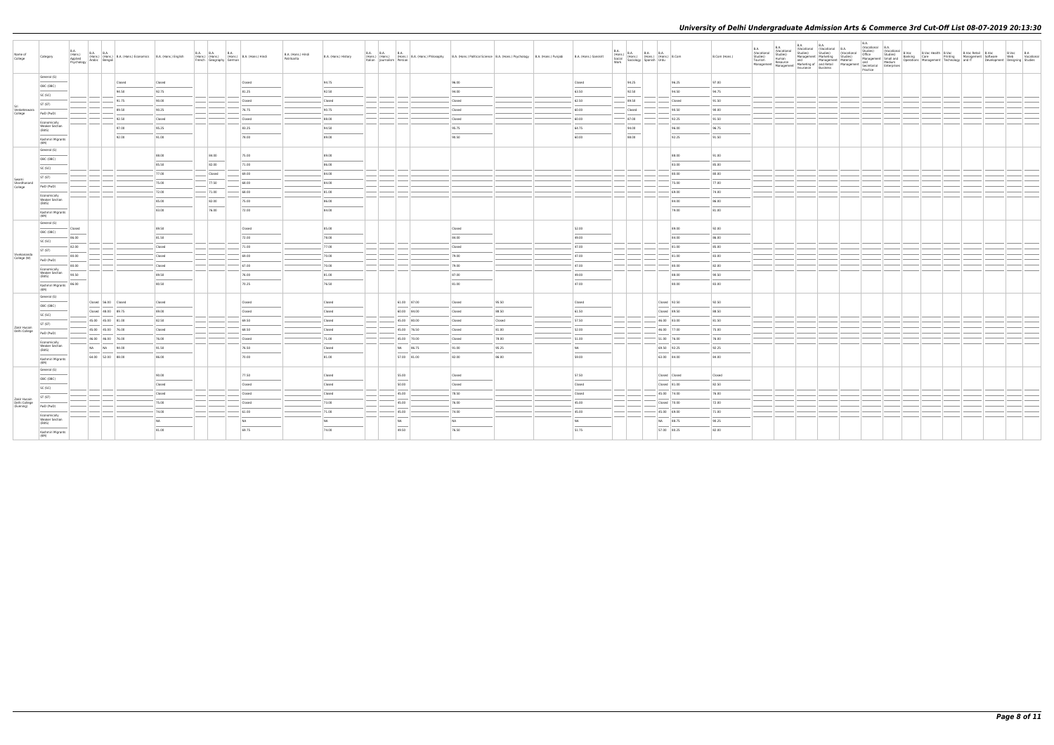| Name of College | Category | B.A. (Hons.) Applied Psychology | B.A. (Hons.) Arabic | B.A. (Hons.) Bengali | B.A. (Hons.) Economics | B.A. (Hons.) English | B.A. (Hons.) French | B.A. (Hons.) Geography | B.A. (Hons.) German | B.A. (Hons.) Hindi | B.A. (Hons.) Hindi Patrikarita | B.A. (Hons.) History | B.A. (Hons.) Italian | B.A. (Hons.) Journalism | B.A. (Hons.) Persian | B.A. (Hons.) Philosophy | B.A. (Hons.) Political Science | B.A. (Hons.) Psychology | B.A. (Hons.) Punjabi | B.A. (Hons.) Sanskrit | B.A. (Hons.) Social Work | B.A. (Hons.) Sociology | B.A. (Hons.) Spanish | B.A. (Hons.) Urdu | B.Com | B.Com (Hons.) | B.A. (Vocational Studies) Tourism Management | B.A. (Vocational Studies) Human Resource Management | B.A. (Vocational Studies) Management and Marketing of Insurance | B.A. (Vocational Studies) Marketing Management and Retail Business | B.A. (Vocational Studies) Material Management | B.A. (Vocational Studies) Office Management and Secretarial Practice | B.A. (Vocational Studies) Small and Medium Enterprises | B.Voc Banking Operations | B.Voc Health Care | B.Voc Printing Technology | B.Voc Retail Management and IT | B.Voc Software Development | B.Voc Web Designing | B.A. Vocational Studies |
|---|---|---|---|---|---|---|---|---|---|---|---|---|---|---|---|---|---|---|---|---|---|---|---|---|---|---|---|---|---|---|---|---|---|---|---|---|---|---|---|---|
| Sri Venkateswara College | General (G) | | | | Closed | Closed | | | | Closed | | 94.75 | | | | | 96.00 | | | Closed | | 94.25 | | | 96.25 | 97.00 | | | | | | | | | | | | | | |
| | OBC (OBC) | | | | 94.50 | 92.75 | | | | 81.25 | | 92.50 | | | | | 94.00 | | | 63.50 | | 92.50 | | | 94.50 | 94.75 | | | | | | | | | | | | | | |
| | SC (SC) | | | | 91.75 | 90.00 | | | | Closed | | Closed | | | | | Closed | | | 62.50 | | 89.50 | | | Closed | 91.50 | | | | | | | | | | | | | | |
| | ST (ST) | | | | 89.50 | 90.25 | | | | 76.75 | | 90.75 | | | | | Closed | | | 60.00 | | Closed | | | 90.50 | 90.00 | | | | | | | | | | | | | | |
| | PwD (PwD) | | | | 82.50 | Closed | | | | Closed | | 89.00 | | | | | Closed | | | 60.00 | | 87.00 | | | 92.25 | 91.50 | | | | | | | | | | | | | | |
| | Economically Weaker Section (EWS) | | | | 97.00 | 95.25 | | | | 83.25 | | 94.50 | | | | | 95.75 | | | 64.75 | | 94.00 | | | 96.00 | 96.75 | | | | | | | | | | | | | | |
| | Kashmiri Migrants (KM) | | | | 92.00 | 91.00 | | | | 78.00 | | 89.00 | | | | | 90.50 | | | 60.00 | | 88.00 | | | 92.25 | 91.50 | | | | | | | | | | | | | | |
| Swami Shraddhanand College | General (G) | | | | | 88.00 | | 84.00 | | 75.00 | | 89.00 | | | | | | | | | | | | | 88.00 | 91.00 | | | | | | | | | | | | | | |
| | OBC (OBC) | | | | | 85.50 | | 82.00 | | 71.00 | | 86.00 | | | | | | | | | | | | | 83.00 | 85.00 | | | | | | | | | | | | | | |
| | SC (SC) | | | | | 77.00 | | Closed | | 69.00 | | 84.00 | | | | | | | | | | | | | 80.00 | 80.00 | | | | | | | | | | | | | | |
| | ST (ST) | | | | | 75.00 | | 77.50 | | 68.00 | | 84.00 | | | | | | | | | | | | | 75.00 | 77.00 | | | | | | | | | | | | | | |
| | PwD (PwD) | | | | | 72.00 | | 71.00 | | 68.00 | | 81.00 | | | | | | | | | | | | | 69.00 | 74.00 | | | | | | | | | | | | | | |
| | Economically Weaker Section (EWS) | | | | | 85.00 | | 82.00 | | 75.00 | | 86.00 | | | | | | | | | | | | | 84.00 | 86.00 | | | | | | | | | | | | | | |
| | Kashmiri Migrants (KM) | | | | | 83.00 | | 76.00 | | 72.00 | | 84.00 | | | | | | | | | | | | | 79.00 | 81.00 | | | | | | | | | | | | | | |
| Vivekananda College (W) | General (G) | Closed | | | | 89.50 | | | | Closed | | 85.00 | | | | | Closed | | | 52.00 | | | | | 89.00 | 92.00 | | | | | | | | | | | | | | |
| | OBC (OBC) | 86.00 | | | | 81.50 | | | | 72.00 | | 78.00 | | | | | 84.00 | | | 49.00 | | | | | 84.00 | 86.00 | | | | | | | | | | | | | | |
| | SC (SC) | 82.00 | | | | Closed | | | | 71.00 | | 77.00 | | | | | Closed | | | 47.00 | | | | | 81.00 | 85.00 | | | | | | | | | | | | | | |
| | ST (ST) | 80.00 | | | | Closed | | | | 69.00 | | 73.00 | | | | | 79.00 | | | 47.00 | | | | | 81.00 | 83.00 | | | | | | | | | | | | | | |
| | PwD (PwD) | 80.00 | | | | Closed | | | | 67.00 | | 73.00 | | | | | 79.00 | | | 47.00 | | | | | 80.00 | 82.00 | | | | | | | | | | | | | | |
| | Economically Weaker Section (EWS) | 90.50 | | | | 89.50 | | | | 76.00 | | 81.00 | | | | | 87.00 | | | 49.00 | | | | | 88.00 | 90.50 | | | | | | | | | | | | | | |
| | Kashmiri Migrants (KM) | 86.00 | | | | 80.50 | | | | 70.25 | | 76.50 | | | | | 81.00 | | | 47.00 | | | | | 80.00 | 83.00 | | | | | | | | | | | | | | |
| Zakir Husain Delhi College | General (G) | | Closed | 56.00 | Closed | Closed | | | | Closed | | Closed | | | 81.00 | 87.00 | Closed | 95.50 | | Closed | | | | Closed | 92.50 | 92.50 | | | | | | | | | | | | | | |
| | OBC (OBC) | | Closed | 48.00 | 89.75 | 89.00 | | | | Closed | | Closed | | | 60.00 | 84.00 | Closed | 88.50 | | 61.50 | | | | Closed | 89.50 | 88.50 | | | | | | | | | | | | | | |
| | SC (SC) | | 45.00 | 45.00 | 81.00 | 82.50 | | | | 69.50 | | Closed | | | 45.00 | 80.00 | Closed | Closed | | 57.50 | | | | 46.00 | 83.00 | 81.50 | | | | | | | | | | | | | | |
| | ST (ST) | | 45.00 | 45.00 | 76.00 | Closed | | | | 68.50 | | Closed | | | 45.00 | 76.50 | Closed | 91.00 | | 52.00 | | | | 46.00 | 77.00 | 75.00 | | | | | | | | | | | | | | |
| | PwD (PwD) | | 46.00 | 46.00 | 76.00 | 76.00 | | | | Closed | | 71.00 | | | 45.00 | 70.00 | Closed | 78.00 | | 51.00 | | | | 61.00 | 76.00 | 76.00 | | | | | | | | | | | | | | |
| | Economically Weaker Section (EWS) | | NA | NA | 94.00 | 91.50 | | | | 76.50 | | Closed | | | NA | 86.75 | 91.00 | 95.25 | | NA | | | | NA | 92.25 | 92.25 | | | | | | | | | | | | | | |
| | Kashmiri Migrants (KM) | | 64.00 | 52.00 | 89.00 | 86.00 | | | | 70.00 | | 81.00 | | | 57.00 | 81.00 | 82.00 | 86.00 | | 59.00 | | | | 63.00 | 84.00 | 84.00 | | | | | | | | | | | | | | |
| Zakir Husain Delhi College (Evening) | General (G) | | | | | 90.00 | | | | 77.50 | | Closed | | | 55.00 | | Closed | | | 57.50 | | | | Closed | Closed | Closed | | | | | | | | | | | | | | |
| | OBC (OBC) | | | | | Closed | | | | Closed | | Closed | | | 50.00 | | Closed | | | Closed | | | | Closed | 81.00 | 82.50 | | | | | | | | | | | | | | |
| | SC (SC) | | | | | Closed | | | | Closed | | Closed | | | 45.00 | | 78.50 | | | Closed | | | | 45.00 | 74.00 | 76.00 | | | | | | | | | | | | | | |
| | ST (ST) | | | | | 75.00 | | | | Closed | | 73.00 | | | 45.00 | | 76.00 | | | 45.00 | | | | Closed | 70.00 | 72.00 | | | | | | | | | | | | | | |
| | PwD (PwD) | | | | | 74.00 | | | | 61.00 | | 71.00 | | | 45.00 | | 78.00 | | | 45.00 | | | | 45.00 | 69.00 | 71.00 | | | | | | | | | | | | | | |
| | Economically Weaker Section (EWS) | | | | | NA | | | | NA | | NA | | | NA | | NA | | | NA | | | | NA | 88.75 | 90.25 | | | | | | | | | | | | | | |
| | Kashmiri Migrants (KM) | | | | | 81.00 | | | | 69.75 | | 74.00 | | | 49.50 | | 76.50 | | | 51.75 | | | | 57.00 | 80.25 | 82.00 | | | | | | | | | | | | | | |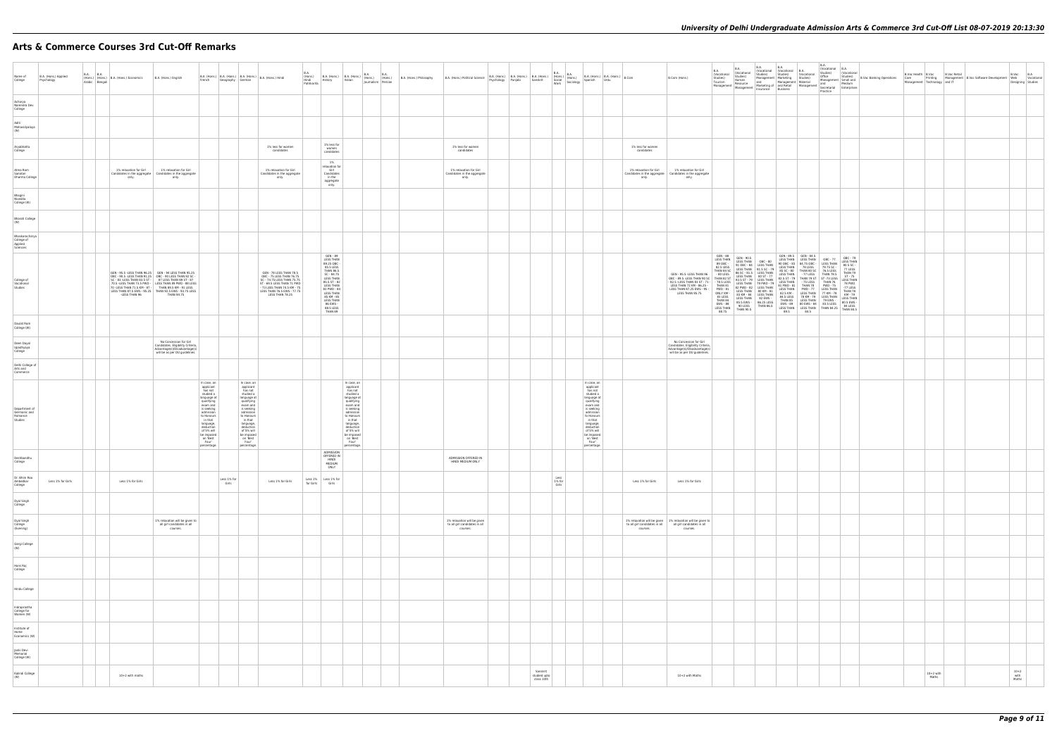# Arts & Commerce Courses 3rd Cut-Off Remarks

| Name of College | B.A. (Hons.) Applied Psychology | B.A. (Hons.) Arabic | B.A. (Hons.) Bengali | B.A. (Hons.) Economics | B.A. (Hons.) English | B.A. (Hons.) French | B.A. (Hons.) Geography | B.A. (Hons.) German | B.A. (Hons.) Hindi | B.A. (Hons.) Hindi Patrikarita | B.A. (Hons.) History | B.A. (Hons.) Italian | B.A. (Hons.) Journalism | B.A. (Hons.) Persian | B.A. (Hons.) Philosophy | B.A. (Hons.) Political Science | B.A. (Hons.) Psychology | B.A. (Hons.) Punjabi | B.A. (Hons.) Sanskrit | B.A. (Hons.) Social Work | B.A. (Hons.) Sociology | B.A. (Hons.) Spanish | B.A. (Hons.) Urdu | B.Com | B.Com (Hons.) | B.A. (Vocational Studies) Tourism Management | B.A. (Vocational Studies) Human Resource Management | B.A. (Vocational Studies) Management and Marketing of Insurance | B.A. (Vocational Studies) Marketing Management and Retail Business | B.A. (Vocational Studies) Material Management | B.A. (Vocational Studies) Office Management and Secretarial Practice | B.A. (Vocational Studies) Small and Medium Enterprises | B.Voc Banking Operations | B.Voc Health Care | B.Voc Printing Technology | B.Voc Retail Management and IT | B.Voc Software Development | B.Voc Web Designing | B.A. Vocational Studies |
|---|---|---|---|---|---|---|---|---|---|---|---|---|---|---|---|---|---|---|---|---|---|---|---|---|---|---|---|---|---|---|---|---|---|---|---|---|---|---|---|
| Acharya Narendra Dev College | | | | | | | | | | | | | | | | | | | | | | | | | | | | | | | | | | | | | | | |
| Aditi Mahavidyalaya (W) | | | | | | | | | | | | | | | | | | | | | | | | | | | | | | | | | | | | | | | |
| Aryabhatta College | | | | | | | | | 1% less for women candidates | | 1% less for women candidates | | | | | 1% less for women candidates | | | | | | | | 1% less for women candidates | | | | | | | | | | | | | | | |
| Atma Ram Sanatan Dharma College | | | | 1% relaxation for Girl Candidates in the aggregate only. | 1% relaxation for Girl Candidates in the aggregate only. | | | | 1% relaxation for Girl Candidates in the aggregate only. | | 1% relaxation for Girl Candidates in the aggregate only. | | | | | 1% relaxation for Girl Candidates in the aggregate only. | | | | | | | | 2% relaxation for Girl Candidates in the aggregate only. | 1% relaxation for Girl Candidates in the aggregate only. | | | | | | | | | | | | | | |
| Bhagini Nivedita College (W) | | | | | | | | | | | | | | | | | | | | | | | | | | | | | | | | | | | | | | | |
| Bharati College (W) | | | | | | | | | | | | | | | | | | | | | | | | | | | | | | | | | | | | | | | |
| Bhaskaracharya College of Applied Sciences | | | | | | | | | | | | | | | | | | | | | | | | | | | | | | | | | | | | | | | |
| College of Vocational Studies | | | | GEN - 95.5- LESS THAN 96.25 OBC - 90.5- LESS THAN 91.25 SC - 82 -LESS THAN 83.5 ST - 70.5 -LESS THAN 73.5 PWD - 70 -LESS THAN 71.5 KM - 87 - LESS THAN 87.5 EWS - 95.25 - LESS THAN 96 | GEN - 94 LESS THAN 95.25 OBC - 93 LESS THAN 92 SC - 87 LESS THAN 89 ST - 87 LESS THAN 89 PWD - 88 LESS THAN 89.5 KM - 91 LESS THAN 92.5 EWS - 93.75 LESS THAN 94.75 | | | | GEN - 78 LESS THAN 78.5 OBC - 75 LESS THAN 76.75 SC - 74.75 LESS THAN 75.75 ST - 69.5 LESS THAN 71 PWD - 73 LESS THAN 74.5 KM - 75 LESS THAN 76.5 EWS - 77.75 LESS THAN 78.25 | | GEN - 89 LESS THAN 89.25 OBC - 85.5 LESS THAN 86.5 SC - 84.75 LESS THAN 85.5 ST - 82 LESS THAN 83 PWD - 83 LESS THAN 85 KM - 85 LESS THAN 86 EWS - 88.5 LESS THAN 89 | | | | | | | | | | | | | | GEN - 95.5 -LESS THAN 96 OBC - 89.5 -LESS THAN 90 SC - 82.5 -LESS THAN 85 ST - 71 - LESS THAN 72 KM - 86.25 - LESS THAN 87.25 EWS - 95 - LESS THAN 95.75 | GEN - 88 LESS THAN 89 OBC - 82.5 LESS THAN 84 SC - 80 LESS THAN 82 ST - 75.5 LESS THAN 81 PWD - 81 ONLY KM - 83 LESS THAN 84 EWS - 86 LESS THAN 88.75 | GEN - 90.5 LESS THAN 91 OBC - 84 LESS THAN 86 SC - 81.5 LESS THAN 83.5 ST - 76 LESS THAN 82 PWD - 82 LESS THAN 83 KM - 84 LESS THAN 85.5 EWS - 90 LESS THAN 90.5 | OBC - 80 LESS THAN 81.5 SC - 79 LESS THAN 80 ST - 77 LESS THAN 79 PWD - 79 LESS THAN 80 KM - 81 LESS THAN 82 EWS - 86.25 LESS THAN 86.5 | GEN - 89.5 LESS THAN 90 OBC - 83 LESS THAN 85 SC - 80 LESS THAN - 77 LESS THAN 82.5 ST - 79 LESS THAN 81 PWD - 81 LESS THAN 82.5 KM - 80.5 LESS THAN 83.5 EWS - 89 LESS THAN 89.5 | GEN - 84.5 LESS THAN 84.75 OBC - 79 LESS THAN 80 SC - 77 LESS THAN 77 ST - 75 LESS THAN 79 PWD - 77 LESS THAN 78 KM - 79 LESS THAN 80 EWS - 84 LESS THAN 84.5 | OBC - 77 LESS THAN 79.75 SC - 74.5 LESS THAN 79.5 ST - 73 LESS THAN 76 PWD - 75 LESS THAN 77 KM - 78 LESS THAN 79 EWS - 83.5 LESS THAN 84.25 | OBC - 79 LESS THAN 80.5 SC - 77 LESS THAN 79 ST - 75 LESS THAN 76 PWD - 77 LESS THAN 79 KM - 79 LESS THAN 80.5 EWS - 84 LESS THAN 86.5 | | | | | | | |
| Daulat Ram College (W) | | | | | | | | | | | | | | | | | | | | | | | | | | | | | | | | | | | | | | | |
| Deen Dayal Upadhyaya College | | | | | No Concession for Girl Candidates. Eligibility Criteria, Advantage(s)/Disadvantage(s) will be as per DU guidelines. | | | | | | | | | | | | | | | | | | | | No Concession for Girl Candidates. Eligibility Criteria, Advantage(s)/Disadvantage(s) will be as per DU guidelines. | | | | | | | | | | | | | | |
| Delhi College of Arts and Commerce | | | | | | | | | | | | | | | | | | | | | | | | | | | | | | | | | | | | | | | |
| Department of Germanic and Romance Studies | | | | | | In case, an applicant has not studied a language at qualifying exam and is seeking admission to Honours in that language, deduction of 5% will be imposed on 'Best Four' percentage. | | In case, an applicant has not studied a language at qualifying exam and is seeking admission to Honours in that language, deduction of 5% will be imposed on 'Best Four' percentage. | | | | In case, an applicant has not studied a language at qualifying exam and is seeking admission to Honours in that language, deduction of 5% will be imposed on 'Best Four' percentage. | | | | | | | | | | In case, an applicant has not studied a language at qualifying exam and is seeking admission to Honours in that language, deduction of 5% will be imposed on 'Best Four' percentage. | | | | | | | | | | | | | | | | | |
| Deshbandhu College | | | | | | | | | | | ADMISSION OFFERED IN HINDI MEDIUM ONLY | | | | | ADMISSION OFFERED IN HINDI MEDIUM ONLY | | | | | | | | | | | | | | | | | | | | | | | |
| Dr. Bhim Rao Ambedkar College | Less 1% for Girls | | | Less 1% for Girls | | | Less 1% for Girls | | Less 1% for Girls | Less 1% for Girls | Less 1% for Girls | | | | | | | | | Less 1% for Girls | | | | Less 1% for Girls | Less 1% for Girls | | | | | | | | | | | | | | |
| Dyal Singh College | | | | | | | | | | | | | | | | | | | | | | | | | | | | | | | | | | | | | | | |
| Dyal Singh College (Evening) | | | | | 1% relaxation will be given to all girl candidates in all courses. | | | | | | | | | | | 1% relaxation will be given to all girl candidates in all courses. | | | | | | | | 1% relaxation will be given to all girl candidates in all courses. | 1% relaxation will be given to all girl candidates in all courses. | | | | | | | | | | | | | | |
| Gargi College (W) | | | | | | | | | | | | | | | | | | | | | | | | | | | | | | | | | | | | | | | |
| Hans Raj College | | | | | | | | | | | | | | | | | | | | | | | | | | | | | | | | | | | | | | | |
| Hindu College | | | | | | | | | | | | | | | | | | | | | | | | | | | | | | | | | | | | | | | |
| Indraprastha College for Women (W) | | | | | | | | | | | | | | | | | | | | | | | | | | | | | | | | | | | | | | | |
| Institute of Home Economics (W) | | | | | | | | | | | | | | | | | | | | | | | | | | | | | | | | | | | | | | | |
| Janki Devi Memorial College (W) | | | | | | | | | | | | | | | | | | | | | | | | | | | | | | | | | | | | | | | |
| Kalindi College (W) | | | | 10+2 with maths | | | | | | | | | | | | | | | Sanskrit studied upto class 10th | | | | | | 10+2 with Maths | | | | | | | | | | 10+2 with Maths | | | | 10+2 with Maths |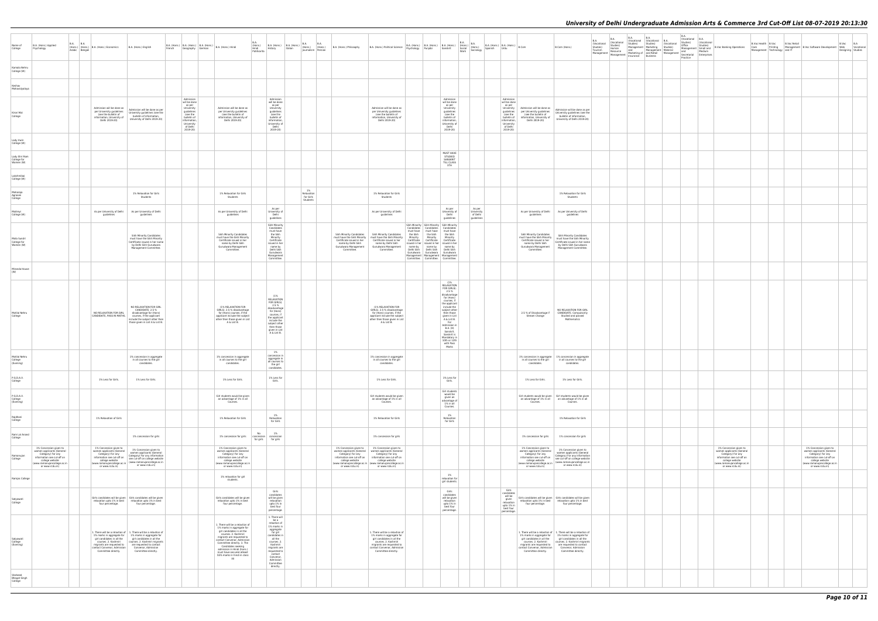| Name of College | B.A. (Hons.) Applied Psychology | B.A. (Hons.) Arabic | B.A. (Hons.) Bengali | B.A. (Hons.) Economics | B.A. (Hons.) English | B.A. (Hons.) French | B.A. (Hons.) Geography | B.A. (Hons.) German | B.A. (Hons.) Hindi | B.A. (Hons.) Hindi Patrikarita | B.A. (Hons.) History | B.A. (Hons.) Italian | B.A. (Hons.) Journalism | B.A. (Hons.) Persian | B.A. (Hons.) Philosophy | B.A. (Hons.) Political Science | B.A. (Hons.) Psychology | B.A. (Hons.) Punjabi | B.A. (Hons.) Sanskrit | B.A. (Hons.) Social Work | B.A. (Hons.) Sociology | B.A. (Hons.) Spanish | B.A. (Hons.) Urdu | B.Com | B.Com (Hons.) | B.A. (Vocational Studies) Tourism Management | B.A. (Vocational Studies) Human Resource Management | B.A. (Vocational Studies) Management and Marketing of Insurance | B.A. (Vocational Studies) Marketing Management and Retail Business | B.A. (Vocational Studies) Material Management | B.A. (Vocational Studies) Office Management and Secretarial Practice | B.A. (Vocational Studies) Small and Medium Enterprises | B.Voc Banking Operations | B.Voc Health Care | B.Voc Printing Technology | B.Voc Retail Management and IT | B.Voc Software Development | B.Voc Web Designing | B.A. Vocational Studies |
|---|---|---|---|---|---|---|---|---|---|---|---|---|---|---|---|---|---|---|---|---|---|---|---|---|---|---|---|---|---|---|---|---|---|---|---|---|---|---|---|
| Kamala Nehru College (W) | | | | | | | | | | | | | | | | | | | | | | | | | | | | | | | | | | | | | | | |
| Keshav Mahavidyalaya | | | | | | | | | | | | | | | | | | | | | | | | | | | | | | | | | | | | | | | |
| Kirori Mal College | | | | Admission will be done as per University guidelines (see the bulletin of information, University of Delhi 2019-20) | Admission will be done as per University guidelines (see the bulletin of information, University of Delhi 2019-20) | | Admission will be done as per University guidelines (see the bulletin of information, University of Delhi 2019-20) | | Admission will be done as per University guidelines (see the bulletin of information, University of Delhi 2019-20) | | Admission will be done as per University guidelines (see the bulletin of information, University of Delhi 2019-20) | | | | | Admission will be done as per University guidelines (see the bulletin of information, University of Delhi 2019-20) | | | Admission will be done as per University guidelines (see the bulletin of information, University of Delhi 2019-20) | | | | Admission will be done as per University guidelines (see the bulletin of information, University of Delhi 2019-20) | Admission will be done as per University guidelines (see the bulletin of information, University of Delhi 2019-20) | Admission will be done as per University guidelines (see the bulletin of information, University of Delhi 2019-20) | | | | | | | | | | | | | | |
| Lady Irwin College (W) | | | | | | | | | | | | | | | | | | | | | | | | | | | | | | | | | | | | | | | |
| Lady Shri Ram College for Women (W) | | | | | | | | | | | | | | | | | | | MUST HAVE STUDIED SANSKRIT TILL CLASS XTH | | | | | | | | | | | | | | | | | | | | |
| Lakshmibai College (W) | | | | | | | | | | | | | | | | | | | | | | | | | | | | | | | | | | | | | | | |
| Maharaja Agrasen College | | | | | 1% Relaxation for Girls Students | | | | 1% Relaxation for Girls Students | | | | 1% Relaxation for Girls Students | | | 1% Relaxation for Girls Students | | | | | | | | | 1% Relaxation for Girls Students | | | | | | | | | | | | | | |
| Maitreyi College (W) | | | | As per University of Delhi guidelines | As per University of Delhi guidelines | | | | As per University of Delhi guidelines | | As per University of Delhi guidelines | | | | | As per University of Delhi guidelines | | | As per University of Delhi guidelines | | As per University of Delhi guidelines | | | As per University of Delhi guidelines | As per University of Delhi guidelines | | | | | | | | | | | | | | |
| Mata Sundri College for Women (W) | | | | | Sikh Minority Candidates must have the Sikh Minority Certificate issued in her name by Delhi Sikh Gurudwara Management Committee. | | | | Sikh Minority Candidates must have the Sikh Minority Certificate issued in her name by Delhi Sikh Gurudwara Management Committee. | | Sikh Minority Candidates must have the Sikh Minority Certificate issued in her name by Delhi Sikh Gurudwara Management Committee. | | | | Sikh Minority Candidates must have the Sikh Minority Certificate issued in her name by Delhi Sikh Gurudwara Management Committee. | Sikh Minority Candidates must have the Sikh Minority Certificate issued in her name by Delhi Sikh Gurudwara Management Committee. | Sikh Minority Candidates must have the Sikh Minority Certificate issued in her name by Delhi Sikh Gurudwara Management Committee. | Sikh Minority Candidates must have the Sikh Minority Certificate issued in her name by Delhi Sikh Gurudwara Management Committee. | Sikh Minority Candidates must have the Sikh Minority Certificate issued in her name by Delhi Sikh Gurudwara Management Committee. | | | | | Sikh Minority Candidates must have the Sikh Minority Certificate issued in her name by Delhi Sikh Gurudwara Management Committee. | Sikh Minority Candidates must have the Sikh Minority Certificate issued in her name by Delhi Sikh Gurudwara Management Committee. | | | | | | | | | | | | | | |
| Miranda House (W) | | | | | | | | | | | | | | | | | | | | | | | | | | | | | | | | | | | | | | | |
| Motilal Nehru College | | | | NO RELAXATION FOR GIRL CANDIDATES. PASS IN MATHS. | NO RELAXATION FOR GIRL CANDIDATE. 2.5 % disadvantage for (Hons) courses, if the applicant include the subject other then those given in List A & List B. | | | | (1% RELAXATION FOR GIRLS). 2.5 % disadvantage for (Hons) courses, if the applicant include the subject other then those given in List A & List B. | | (1% RELAXATION FOR GIRLS). 2.5 % disadvantage for (Hons) courses, if the applicant include the subject other then those given in List A & List B. | | | | | (1% RELAXATION FOR GIRLS). 2.5 % disadvantage for (Hons) courses, if the applicant include the subject other then those given in List A & List B. | | | (1% RELAXATION FOR GIRLS). 2.5 % disadvantage for (Hons) courses, if the applicant include the subject other then those given in List A & List B. For Admission in B.A. (H) Sanskrit: Sanskrit is Mandatory in 10th or 12th with Pass Marks | | | | | 2.5 % of Disadvantage if Stream Change | NO RELAXATION FOR GIRL CANDIDATE. Compulsorily Studied and passed Mathematics | | | | | | | | | | | | | | |
| Motilal Nehru College (Evening) | | | | | 1% concession in aggregate in all courses to the girl candidates. | | | | 1% concession in aggregate in all courses to the girl candidates. | | 1% concession in aggregate in all courses to the girl candidates. | | | | | 1% concession in aggregate in all courses to the girl candidates. | | | | | | | | 1% concession in aggregate in all courses to the girl candidates. | 1% concession in aggregate in all courses to the girl candidates. | | | | | | | | | | | | | | |
| P.G.D.A.V. College | | | | 1% Less for Girls. | 1% Less for Girls. | | | | 1% Less for Girls. | | 1% Less for Girls. | | | | | 1% Less for Girls. | | | 1% Less for Girls. | | | | | 1% Less for Girls. | 1% Less for Girls. | | | | | | | | | | | | | | |
| P.G.D.A.V. College (Evening) | | | | | | | | | Girl students would be given an advantage of 1% in all Courses. | | | | | | | Girl students would be given an advantage of 1% in all Courses. | | | Girl students would be given an advantage of 1% in all Courses. | | | | | Girl students would be given an advantage of 1% in all Courses. | Girl students would be given an advantage of 1% in all Courses. | | | | | | | | | | | | | | |
| Rajdhani College | | | | 1% Relaxation of Girls | | | | | 1% Relaxation for Girls | | 1% Relaxation for Girls | | | | | 1% Relaxation for Girls | | | 1% Relaxation for Girls | | | | | | 1% Relaxation for Girls | | | | | | | | | | | | | | |
| Ram Lal Anand College | | | | | 1% concession for girls | | | | 1% concession for girls | No concession for girls | 1% concession for girls | | | | | 1% concession for girls | | | | | | | | 1% concession for girls | 1% concession for girls | | | | | | | | | | | | | | |
| Ramanujan College | 1% Concession given to women applicants (General Category) For any information see cut-off on college website (www.ramanujancollege.ac.in or www.rcdu.in) | | | 1% Concession given to women applicants (General Category) For any information see cut-off on college website (www.ramanujancollege.ac.in or www.rcdu.in) | 1% Concession given to women applicants (General Category) For any information see cut-off on college website (www.ramanujancollege.ac.in or www.rcdu.in) | | | | 1% Concession given to women applicants (General Category) For any information see cut-off on college website (www.ramanujancollege.ac.in or www.rcdu.in) | | | | | | 1% Concession given to women applicants (General Category) For any information see cut-off on college website (www.ramanujancollege.ac.in or www.rcdu.in) | 1% Concession given to women applicants (General Category) For any information see cut-off on college website (www.ramanujancollege.ac.in or www.rcdu.in) | | | | | | | | 1% Concession given to women applicants (General Category) For any information see cut-off on college website (www.ramanujancollege.ac.in or www.rcdu.in) | 1% Concession given to women applicants (General Category) For any information see cut-off on college website (www.ramanujancollege.ac.in or www.rcdu.in) | | | | | | | | 1% Concession given to women applicants (General Category) For any information see cut-off on college website (www.ramanujancollege.ac.in or www.rcdu.in) | | | | 1% Concession given to women applicants (General Category) For any information see cut-off on college website (www.ramanujancollege.ac.in or www.rcdu.in) | | |
| Ramjas College | | | | | | | | | 1% relaxation for girl students. | | | | | | | | | | 1% relaxation for girl students. | | | | | | | | | | | | | | | | | | | | |
| Satyawati College | | | | Girls candidates will be given relaxation upto 1% in best four percentage | Girls candidates will be given relaxation upto 1% in best four percentage. | | | | Girls candidates will be given relaxation upto 1% in best four percentage. | | Girls candidates will be given relaxation upto 1% in best four percentage. | | | | | | | | Girls candidates will be given relaxation upto 1% in best four percentage. | | | | Girls candidates will be given relaxation upto 1% in best four percentage. | Girls candidates will be given relaxation upto 1% in best four percentage. | Girls candidates will be given relaxation upto 1% in best four percentage. | | | | | | | | | | | | | | |
| Satyawati College (Evening) | | | | 1. There will be a relaxation of 1% marks in aggregate for girl candidates in all the courses. 2. Kashmiri migrants are requested to contact Convenor, Admission Committee directly. | 1. There will be a relaxation of 1% marks in aggregate for girl candidates in all the courses. 2. Kashmiri migrants are requested to contact Convenor, Admission Committee directly. | | | | 1. There will be a relaxation of 1% marks in aggregate for girl candidates in all the courses. 2. Kashmiri migrants are requested to contact Convenor, Admission Committee directly. 3. The Candidates seeking admission in Hindi (hons.) must have secured atleast 50% marks in hindi in class XII | | 1. There will be a relaxation of 1% marks in aggregate for girl candidates in all the courses. 2. Kashmiri migrants are requested to contact Convenor, Admission Committee directly. | | | | | 1. There will be a relaxation of 1% marks in aggregate for girl candidates in all the courses. 2. Kashmiri migrants are requested to contact Convenor, Admission Committee directly. | | | | | | | | 1. There will be a relaxation of 1% marks in aggregate for girl candidates in all the courses. 2. Kashmiri migrants are requested to contact Convenor, Admission Committee directly. | 1. There will be a relaxation of 1% marks in aggregate for girl candidates in all the courses. 2. Kashmiri migrants are requested to contact Convenor, Admission Committee directly. | | | | | | | | | | | | | | |
| Shaheed Bhagat Singh College | | | | | | | | | | | | | | | | | | | | | | | | | | | | | | | | | | | | | | | |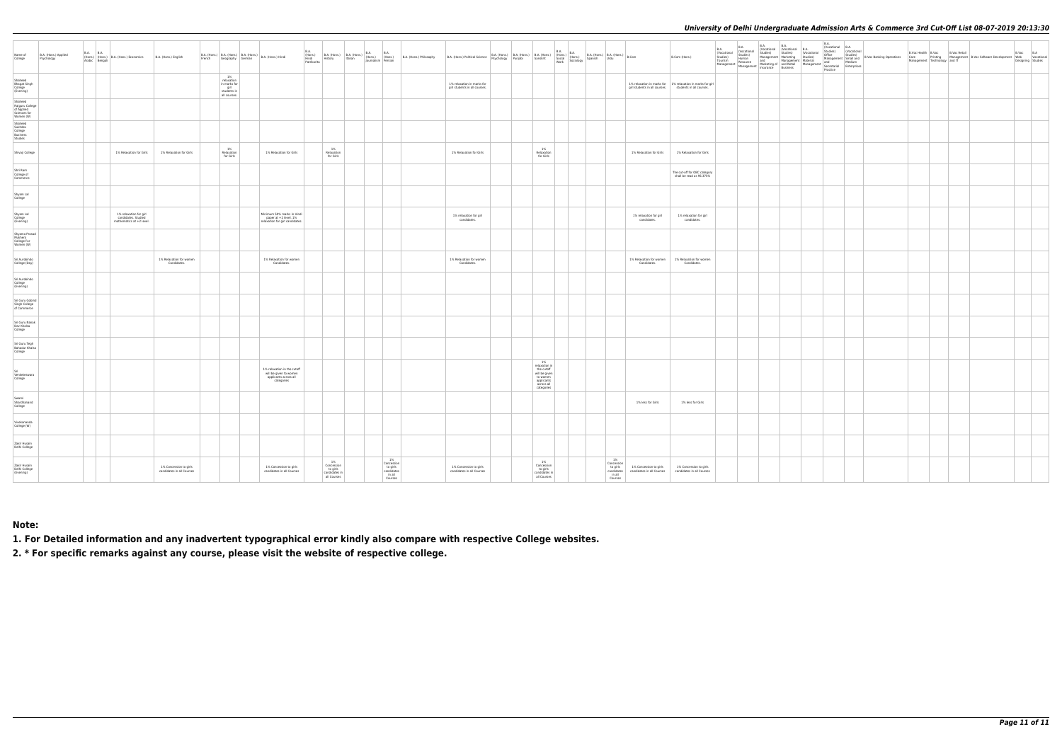| Name of College | B.A. (Hons.) Applied Psychology | B.A. (Hons.) Arabic | B.A. (Hons.) Bengali | B.A. (Hons.) Economics | B.A. (Hons.) English | B.A. (Hons.) French | B.A. (Hons.) Geography | B.A. (Hons.) German | B.A. (Hons.) Hindi | B.A. (Hons.) Hindi Patrikarita | B.A. (Hons.) History | B.A. (Hons.) Italian | B.A. (Hons.) Journalism | B.A. (Hons.) Persian | B.A. (Hons.) Philosophy | B.A. (Hons.) Political Science | B.A. (Hons.) Psychology | B.A. (Hons.) Punjabi | B.A. (Hons.) Sanskrit | B.A. (Hons.) Social Work | B.A. (Hons.) Sociology | B.A. (Hons.) Spanish | B.A. (Hons.) Urdu | B.Com | B.Com (Hons.) | B.A. (Vocational Studies) Tourism Management | B.A. (Vocational Studies) Human Resource Management | B.A. (Vocational Studies) Management and Marketing of Insurance | B.A. (Vocational Studies) Marketing Management and Retail Business | B.A. (Vocational Studies) Material Management | B.A. (Vocational Studies) Office Management and Secretarial Practice | B.A. (Vocational Studies) Small and Medium Enterprises | B.Voc Banking Operations | B.Voc Health Care Management | B.Voc Printing Technology | B.Voc Retail Management and IT | B.Voc Software Development | B.Voc Web Designing | B.A Vocational Studies |
|---|---|---|---|---|---|---|---|---|---|---|---|---|---|---|---|---|---|---|---|---|---|---|---|---|---|---|---|---|---|---|---|---|---|---|---|---|---|---|---|
| Shaheed Bhagat Singh College (Evening) | | | | | | | 1% relaxation in marks for girl students in all courses. | | | | | | | | | 1% relaxation in marks for girl students in all courses. | | | | | | | | 1% relaxation in marks for girl students in all courses. | 1% relaxation in marks for girl students in all courses. | | | | | | | | | | | | | | |
| Shaheed Rajguru College of Applied Sciences for Women (W) | | | | | | | | | | | | | | | | | | | | | | | | | | | | | | | | | | | | | | | |
| Shaheed Sukhdev College Business Studies | | | | | | | | | | | | | | | | | | | | | | | | | | | | | | | | | | | | | | | |
| Shivaji College | | | | 1% Relaxation for Girls | 1% Relaxation for Girls | | 1% Relaxation for Girls | | 1% Relaxation for Girls | | 1% Relaxation for Girls | | | | | 1% Relaxation for Girls | | | 1% Relaxation for Girls | | | | | 1% Relaxation for Girls | 1% Relaxation for Girls | | | | | | | | | | | | | | |
| Shri Ram College of Commerce | | | | | | | | | | | | | | | | | | | | | | | | | The cut-off for OBC category shall be read as 95.375% | | | | | | | | | | | | | | |
| Shyam Lal College | | | | | | | | | | | | | | | | | | | | | | | | | | | | | | | | | | | | | | | |
| Shyam Lal College (Evening) | | | | 1% relaxation for girl candidates. Studied mathematics at +2 level. | | | | | Minimum 50% marks in Hindi paper at +2 level. 1% relaxation for girl candidates. | | | | | | | 1% relaxation for girl candidates. | | | | | | | | 1% relaxation for girl candidates. | 1% relaxation for girl candidates. | | | | | | | | | | | | | | |
| Shyama Prasad Mukherji College For Women (W) | | | | | | | | | | | | | | | | | | | | | | | | | | | | | | | | | | | | | | | |
| Sri Aurobindo College (Day) | | | | | 1% Relaxation for women Candidates. | | | | 1% Relaxation for women Candidates. | | | | | | | 1% Relaxation for women Candidates. | | | | | | | | 1% Relaxation for women Candidates. | 1% Relaxation for women Candidates. | | | | | | | | | | | | | | |
| Sri Aurobindo College (Evening) | | | | | | | | | | | | | | | | | | | | | | | | | | | | | | | | | | | | | | | |
| Sri Guru Gobind Singh College of Commerce | | | | | | | | | | | | | | | | | | | | | | | | | | | | | | | | | | | | | | | |
| Sri Guru Nanak Dev Khalsa College | | | | | | | | | | | | | | | | | | | | | | | | | | | | | | | | | | | | | | | |
| Sri Guru Tegh Bahadur Khalsa College | | | | | | | | | | | | | | | | | | | | | | | | | | | | | | | | | | | | | | | |
| Sri Venketeswara College | | | | | | | | | 1% relaxation in the cutoff will be given to women applicants across all categories | | | | | | | | | | 1% relaxation in the cutoff will be given to women applicants across all categories | | | | | | | | | | | | | | | | | | | | |
| Swami Shraddhanand College | | | | | | | | | | | | | | | | | | | | | | | | 1% less for Girls | 1% less for Girls | | | | | | | | | | | | | | |
| Vivekananda College (W) | | | | | | | | | | | | | | | | | | | | | | | | | | | | | | | | | | | | | | | |
| Zakir Husain Delhi College | | | | | | | | | | | | | | | | | | | | | | | | | | | | | | | | | | | | | | | |
| Zakir Husain Delhi College (Evening) | | | | | 1% Concession to girls candidates in all Courses | | | | 1% Concession to girls candidates in all Courses | | 1% Concession to girls candidates in all Courses | | | 1% Concession to girls candidates in all Courses | | 1% Concession to girls candidates in all Courses | | | 1% Concession to girls candidates in all Courses | | | | 1% Concession to girls candidates in all Courses | 1% Concession to girls candidates in all Courses | 1% Concession to girls candidates in all Courses | | | | | | | | | | | | | | |

**Note:**

**1. For Detailed information and any inadvertent typographical error kindly also compare with respective College websites.**

**2. * For specific remarks against any course, please visit the website of respective college.**